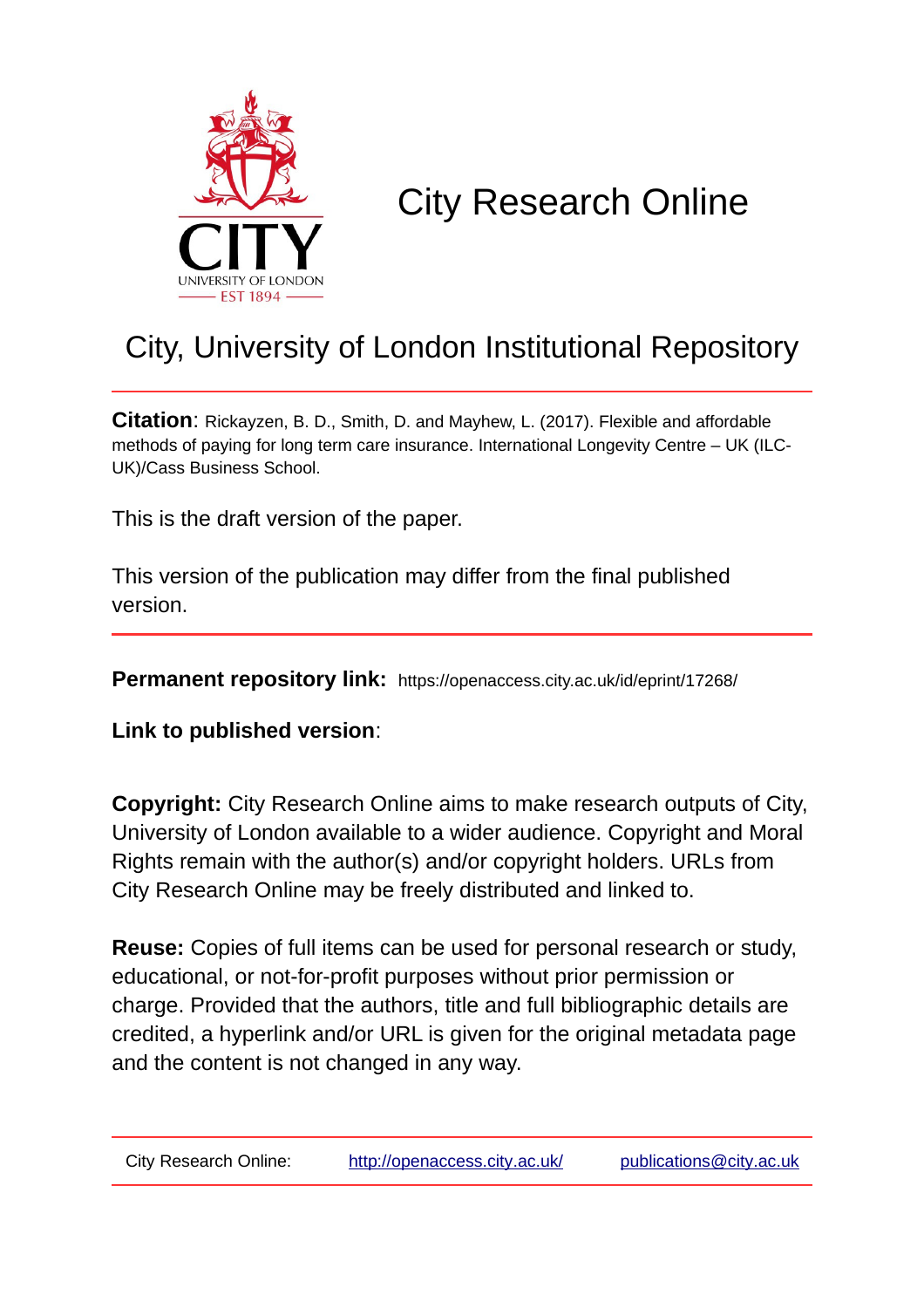# City Research Online

## City, University of London Institutional Repository

**Citation**: Rickayzen, B. D., Smith, D. and Mayhew, L. (2017). Flexible and affordable methods of paying for long term care insurance. International Longevity Centre – UK (ILC-UK)/Cass Business School.

This is the draft version of the paper.

This version of the publication may differ from the final published version.

**Permanent repository link:** https://openaccess.city.ac.uk/id/eprint/17268/

**Link to published version**:

**Copyright:** City Research Online aims to make research outputs of City, University of London available to a wider audience. Copyright and Moral Rights remain with the author(s) and/or copyright holders. URLs from City Research Online may be freely distributed and linked to.

**Reuse:** Copies of full items can be used for personal research or study, educational, or not-for-profit purposes without prior permission or charge. Provided that the authors, title and full bibliographic details are credited, a hyperlink and/or URL is given for the original metadata page and the content is not changed in any way.

City Research Online: http://openaccess.city.ac.uk/ publications@city.ac.uk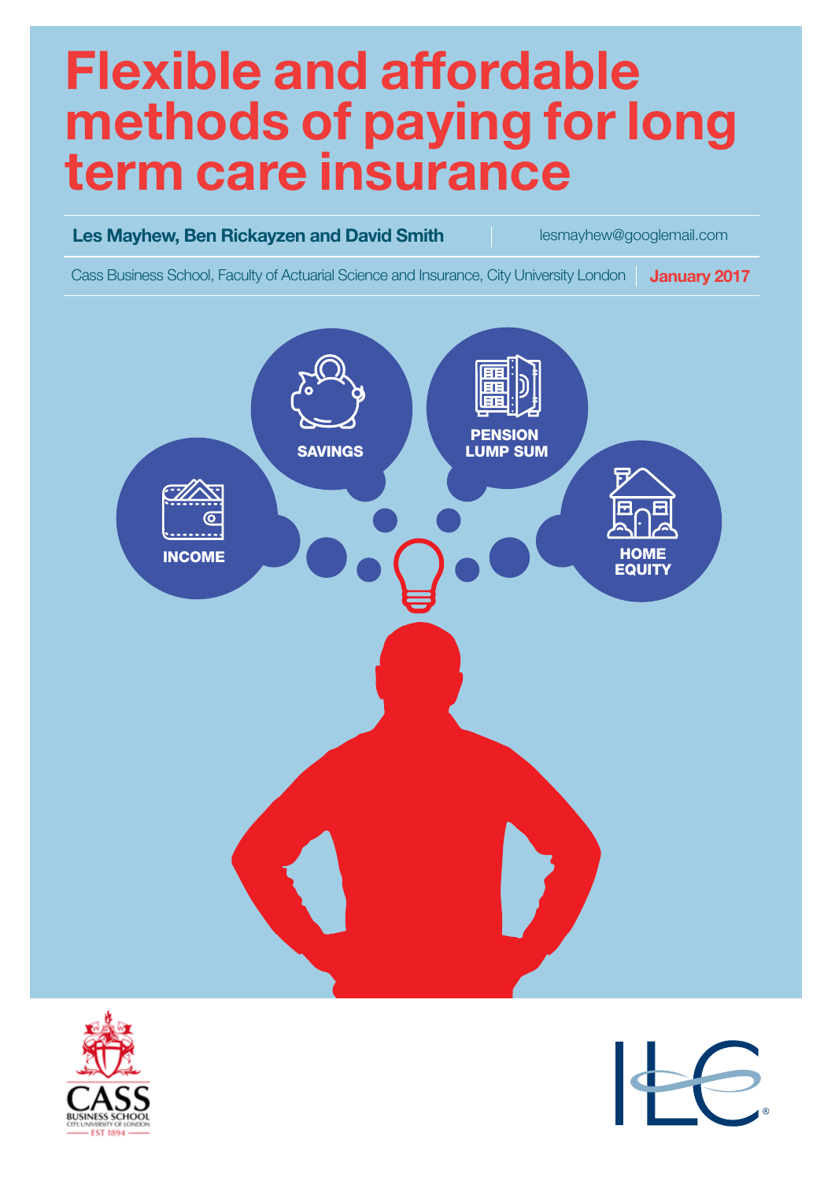# Flexible and affordable methods of paying for long term care insurance

**Les Mayhew, Ben Rickayzen and David Smith** | lesmayhew@googlemail.com

Cass Business School, Faculty of Actuarial Science and Insurance, City University London | **January 2017**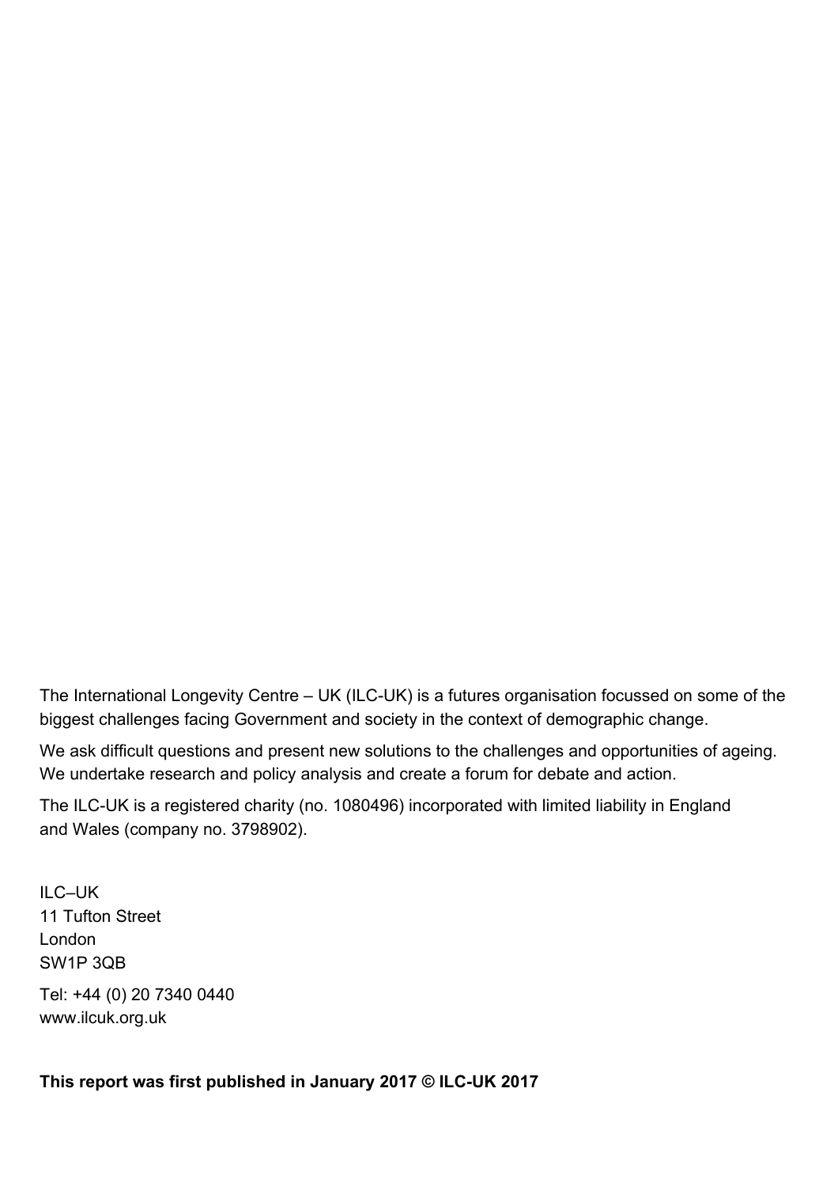The International Longevity Centre – UK (ILC-UK) is a futures organisation focussed on some of the biggest challenges facing Government and society in the context of demographic change.

We ask difficult questions and present new solutions to the challenges and opportunities of ageing. We undertake research and policy analysis and create a forum for debate and action.

The ILC-UK is a registered charity (no. 1080496) incorporated with limited liability in England and Wales (company no. 3798902).

ILC–UK
11 Tufton Street
London
SW1P 3QB

Tel: +44 (0) 20 7340 0440
www.ilcuk.org.uk

**This report was first published in January 2017 © ILC-UK 2017**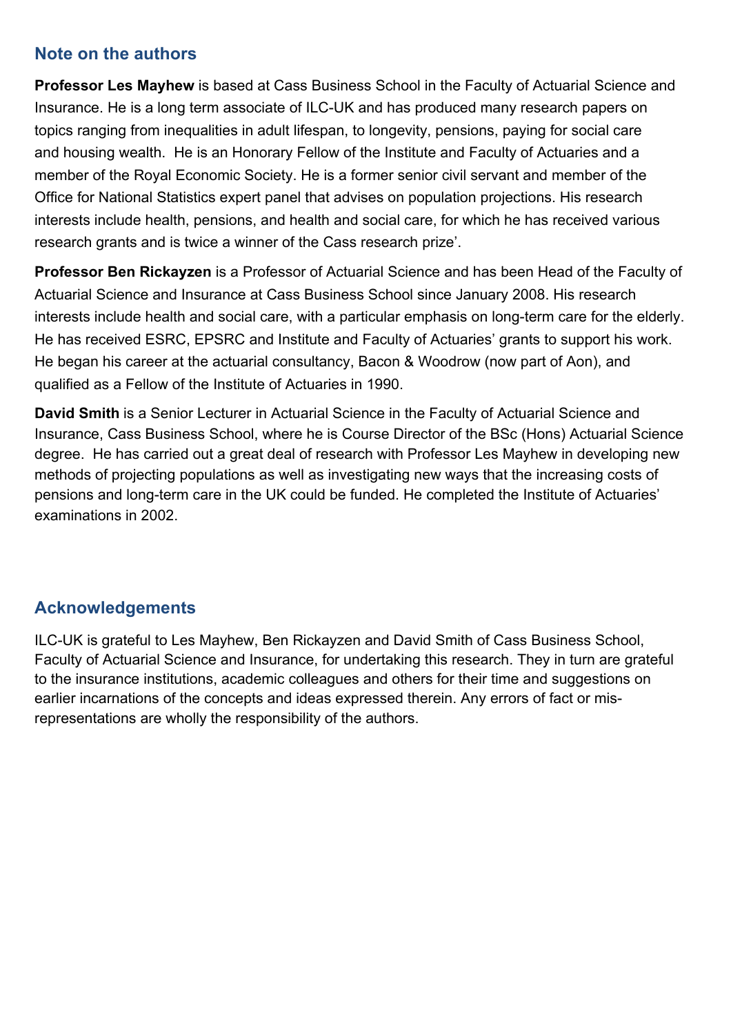## Note on the authors

**Professor Les Mayhew** is based at Cass Business School in the Faculty of Actuarial Science and Insurance. He is a long term associate of ILC-UK and has produced many research papers on topics ranging from inequalities in adult lifespan, to longevity, pensions, paying for social care and housing wealth. He is an Honorary Fellow of the Institute and Faculty of Actuaries and a member of the Royal Economic Society. He is a former senior civil servant and member of the Office for National Statistics expert panel that advises on population projections. His research interests include health, pensions, and health and social care, for which he has received various research grants and is twice a winner of the Cass research prize'.

**Professor Ben Rickayzen** is a Professor of Actuarial Science and has been Head of the Faculty of Actuarial Science and Insurance at Cass Business School since January 2008. His research interests include health and social care, with a particular emphasis on long-term care for the elderly. He has received ESRC, EPSRC and Institute and Faculty of Actuaries' grants to support his work. He began his career at the actuarial consultancy, Bacon & Woodrow (now part of Aon), and qualified as a Fellow of the Institute of Actuaries in 1990.

**David Smith** is a Senior Lecturer in Actuarial Science in the Faculty of Actuarial Science and Insurance, Cass Business School, where he is Course Director of the BSc (Hons) Actuarial Science degree. He has carried out a great deal of research with Professor Les Mayhew in developing new methods of projecting populations as well as investigating new ways that the increasing costs of pensions and long-term care in the UK could be funded. He completed the Institute of Actuaries' examinations in 2002.

## Acknowledgements

ILC-UK is grateful to Les Mayhew, Ben Rickayzen and David Smith of Cass Business School, Faculty of Actuarial Science and Insurance, for undertaking this research. They in turn are grateful to the insurance institutions, academic colleagues and others for their time and suggestions on earlier incarnations of the concepts and ideas expressed therein. Any errors of fact or mis-representations are wholly the responsibility of the authors.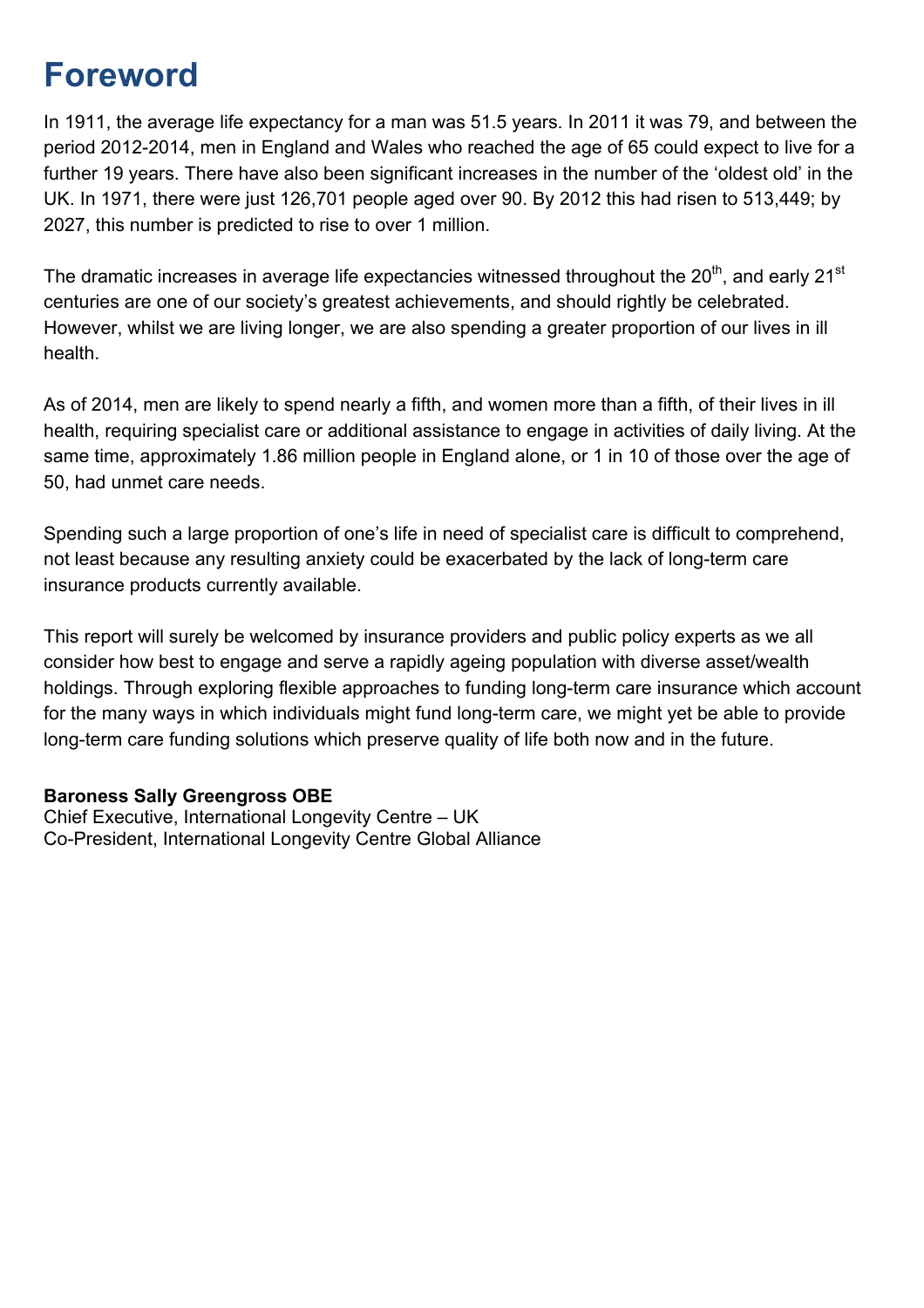# Foreword

In 1911, the average life expectancy for a man was 51.5 years. In 2011 it was 79, and between the period 2012-2014, men in England and Wales who reached the age of 65 could expect to live for a further 19 years. There have also been significant increases in the number of the 'oldest old' in the UK. In 1971, there were just 126,701 people aged over 90. By 2012 this had risen to 513,449; by 2027, this number is predicted to rise to over 1 million.

The dramatic increases in average life expectancies witnessed throughout the 20th, and early 21st centuries are one of our society's greatest achievements, and should rightly be celebrated. However, whilst we are living longer, we are also spending a greater proportion of our lives in ill health.

As of 2014, men are likely to spend nearly a fifth, and women more than a fifth, of their lives in ill health, requiring specialist care or additional assistance to engage in activities of daily living. At the same time, approximately 1.86 million people in England alone, or 1 in 10 of those over the age of 50, had unmet care needs.

Spending such a large proportion of one's life in need of specialist care is difficult to comprehend, not least because any resulting anxiety could be exacerbated by the lack of long-term care insurance products currently available.

This report will surely be welcomed by insurance providers and public policy experts as we all consider how best to engage and serve a rapidly ageing population with diverse asset/wealth holdings. Through exploring flexible approaches to funding long-term care insurance which account for the many ways in which individuals might fund long-term care, we might yet be able to provide long-term care funding solutions which preserve quality of life both now and in the future.

**Baroness Sally Greengross OBE**
Chief Executive, International Longevity Centre – UK
Co-President, International Longevity Centre Global Alliance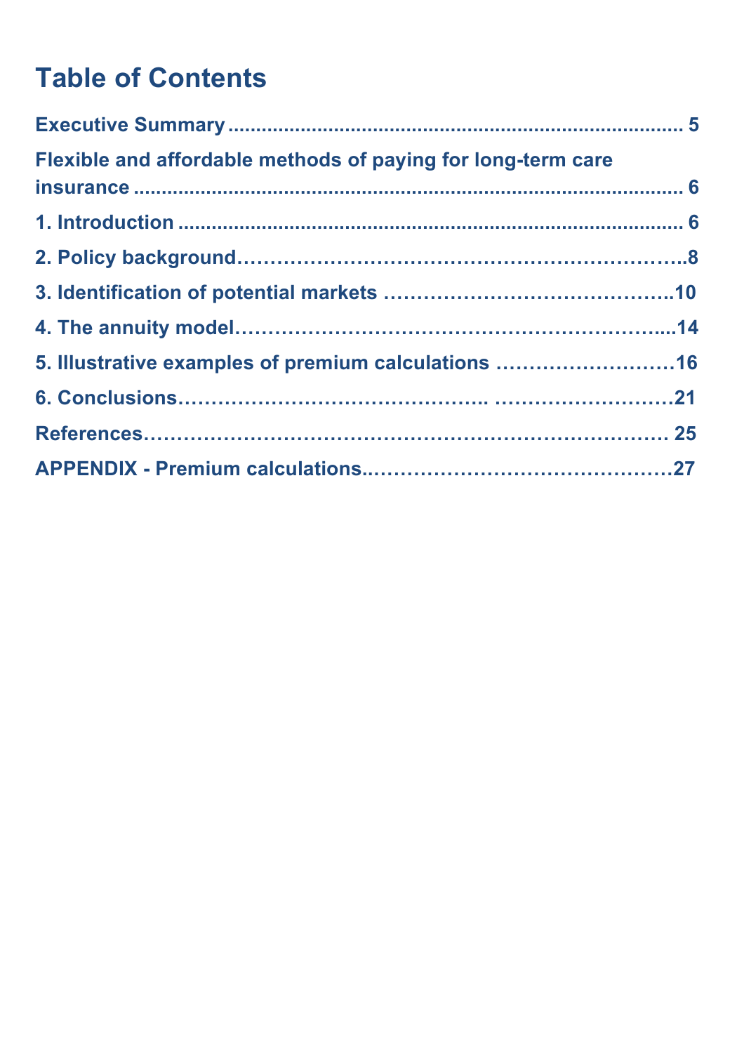# Table of Contents

**Executive Summary** ..................................................................................... 5

**Flexible and affordable methods of paying for long-term care insurance** ........................................................................................................ 6

**1. Introduction** ............................................................................................. 6

**2. Policy background**……………………………………………………………..8

**3. Identification of potential markets** ……………………………………..10

**4. The annuity model**…………………………………………………………....14

**5. Illustrative examples of premium calculations** ………………………16

**6. Conclusions**…………………………………….. ………………………21

**References**……………………………………………………………………… 25

**APPENDIX - Premium calculations**..………………………………………27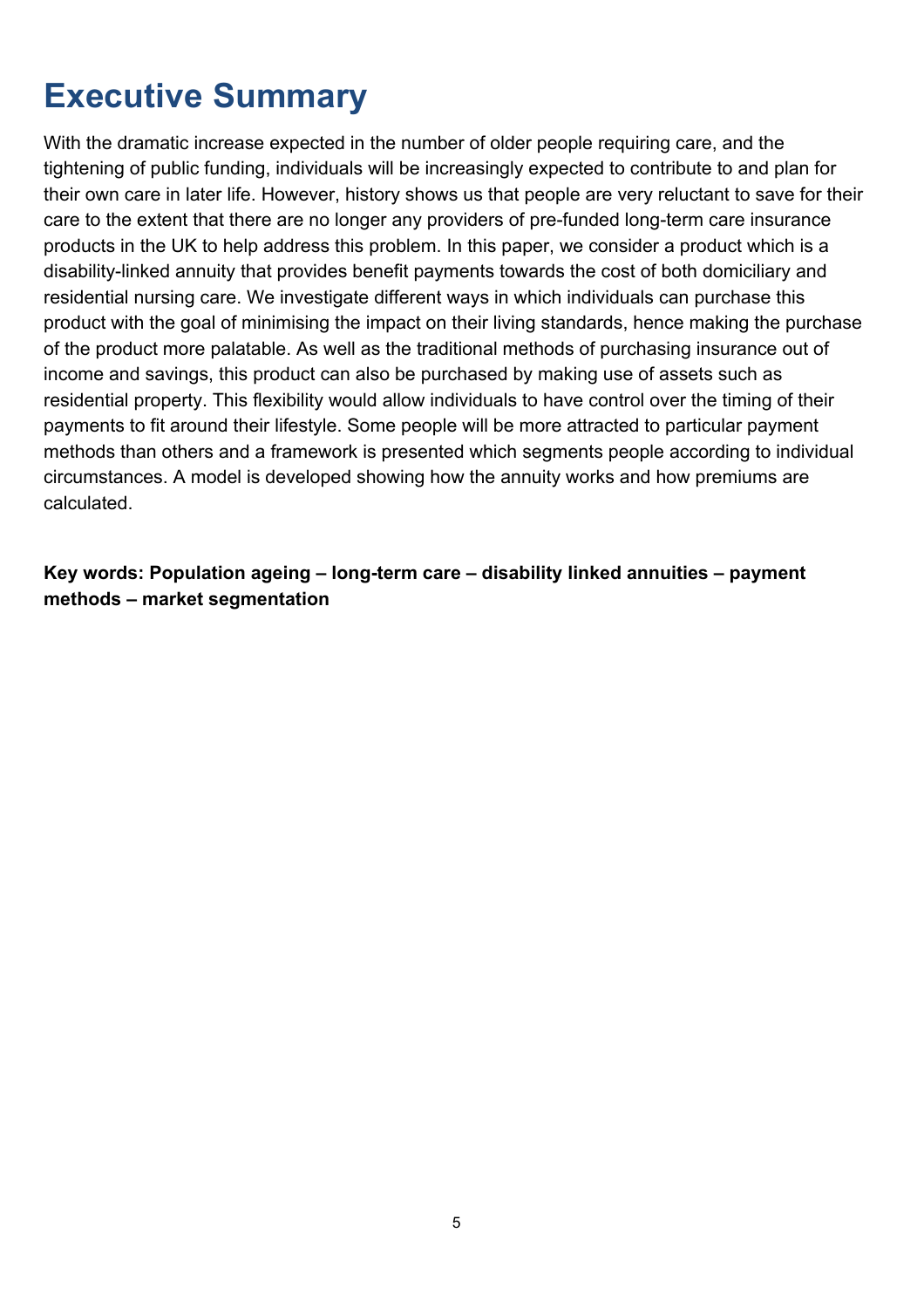# Executive Summary

With the dramatic increase expected in the number of older people requiring care, and the tightening of public funding, individuals will be increasingly expected to contribute to and plan for their own care in later life. However, history shows us that people are very reluctant to save for their care to the extent that there are no longer any providers of pre-funded long-term care insurance products in the UK to help address this problem. In this paper, we consider a product which is a disability-linked annuity that provides benefit payments towards the cost of both domiciliary and residential nursing care. We investigate different ways in which individuals can purchase this product with the goal of minimising the impact on their living standards, hence making the purchase of the product more palatable. As well as the traditional methods of purchasing insurance out of income and savings, this product can also be purchased by making use of assets such as residential property. This flexibility would allow individuals to have control over the timing of their payments to fit around their lifestyle. Some people will be more attracted to particular payment methods than others and a framework is presented which segments people according to individual circumstances. A model is developed showing how the annuity works and how premiums are calculated.

**Key words: Population ageing – long-term care – disability linked annuities – payment methods – market segmentation**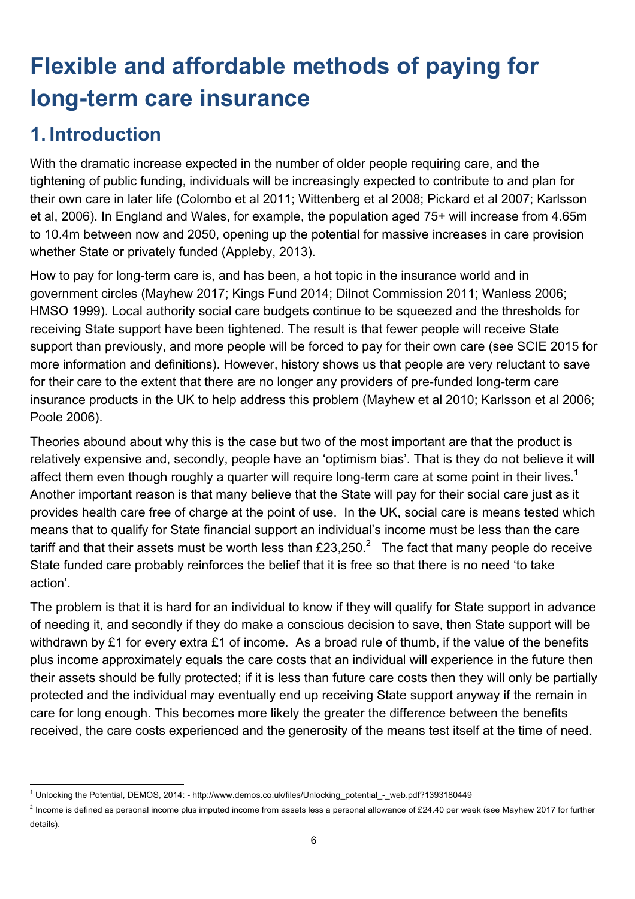# Flexible and affordable methods of paying for long-term care insurance

## 1. Introduction

With the dramatic increase expected in the number of older people requiring care, and the tightening of public funding, individuals will be increasingly expected to contribute to and plan for their own care in later life (Colombo et al 2011; Wittenberg et al 2008; Pickard et al 2007; Karlsson et al, 2006). In England and Wales, for example, the population aged 75+ will increase from 4.65m to 10.4m between now and 2050, opening up the potential for massive increases in care provision whether State or privately funded (Appleby, 2013).

How to pay for long-term care is, and has been, a hot topic in the insurance world and in government circles (Mayhew 2017; Kings Fund 2014; Dilnot Commission 2011; Wanless 2006; HMSO 1999). Local authority social care budgets continue to be squeezed and the thresholds for receiving State support have been tightened. The result is that fewer people will receive State support than previously, and more people will be forced to pay for their own care (see SCIE 2015 for more information and definitions). However, history shows us that people are very reluctant to save for their care to the extent that there are no longer any providers of pre-funded long-term care insurance products in the UK to help address this problem (Mayhew et al 2010; Karlsson et al 2006; Poole 2006).

Theories abound about why this is the case but two of the most important are that the product is relatively expensive and, secondly, people have an 'optimism bias'. That is they do not believe it will affect them even though roughly a quarter will require long-term care at some point in their lives.[1] Another important reason is that many believe that the State will pay for their social care just as it provides health care free of charge at the point of use. In the UK, social care is means tested which means that to qualify for State financial support an individual's income must be less than the care tariff and that their assets must be worth less than £23,250.[2] The fact that many people do receive State funded care probably reinforces the belief that it is free so that there is no need 'to take action'.

The problem is that it is hard for an individual to know if they will qualify for State support in advance of needing it, and secondly if they do make a conscious decision to save, then State support will be withdrawn by £1 for every extra £1 of income. As a broad rule of thumb, if the value of the benefits plus income approximately equals the care costs that an individual will experience in the future then their assets should be fully protected; if it is less than future care costs then they will only be partially protected and the individual may eventually end up receiving State support anyway if the remain in care for long enough. This becomes more likely the greater the difference between the benefits received, the care costs experienced and the generosity of the means test itself at the time of need.

---

[1] Unlocking the Potential, DEMOS, 2014: - http://www.demos.co.uk/files/Unlocking_potential_-_web.pdf?1393180449

[2] Income is defined as personal income plus imputed income from assets less a personal allowance of £24.40 per week (see Mayhew 2017 for further details).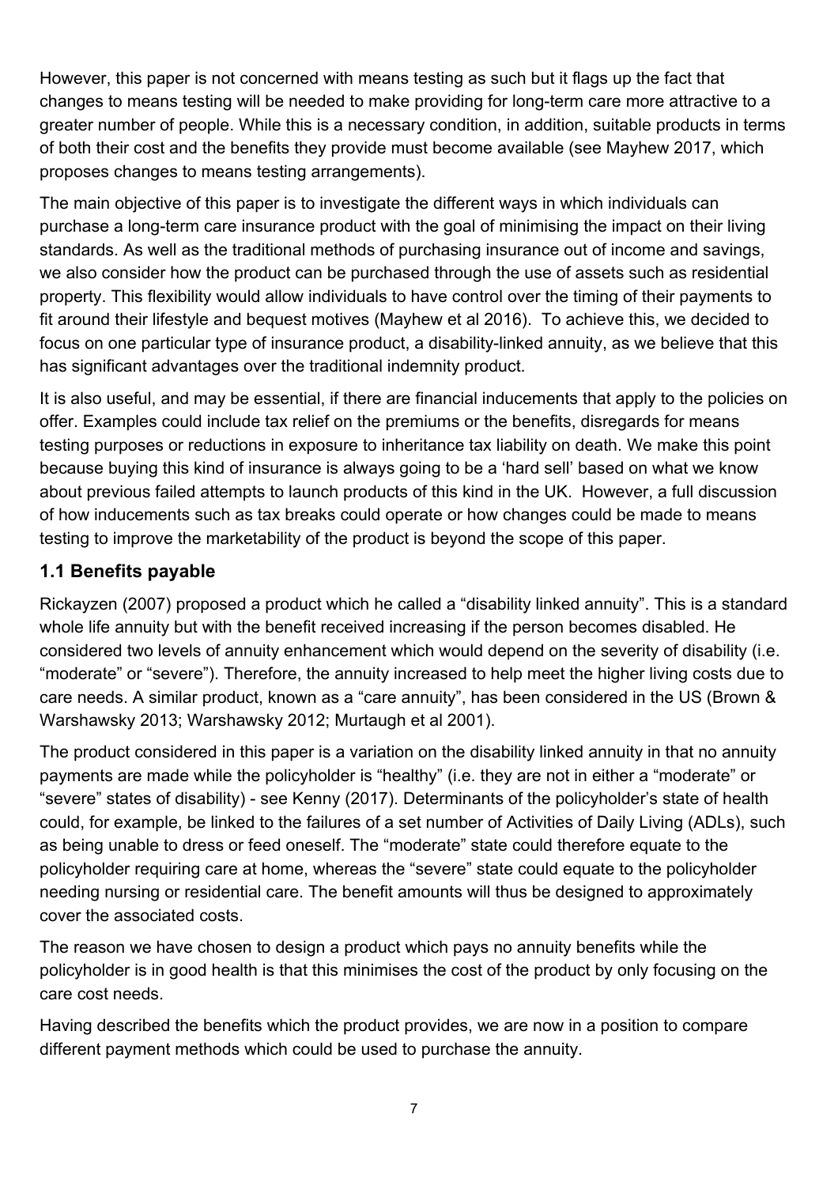However, this paper is not concerned with means testing as such but it flags up the fact that changes to means testing will be needed to make providing for long-term care more attractive to a greater number of people. While this is a necessary condition, in addition, suitable products in terms of both their cost and the benefits they provide must become available (see Mayhew 2017, which proposes changes to means testing arrangements).

The main objective of this paper is to investigate the different ways in which individuals can purchase a long-term care insurance product with the goal of minimising the impact on their living standards. As well as the traditional methods of purchasing insurance out of income and savings, we also consider how the product can be purchased through the use of assets such as residential property. This flexibility would allow individuals to have control over the timing of their payments to fit around their lifestyle and bequest motives (Mayhew et al 2016). To achieve this, we decided to focus on one particular type of insurance product, a disability-linked annuity, as we believe that this has significant advantages over the traditional indemnity product.

It is also useful, and may be essential, if there are financial inducements that apply to the policies on offer. Examples could include tax relief on the premiums or the benefits, disregards for means testing purposes or reductions in exposure to inheritance tax liability on death. We make this point because buying this kind of insurance is always going to be a 'hard sell' based on what we know about previous failed attempts to launch products of this kind in the UK. However, a full discussion of how inducements such as tax breaks could operate or how changes could be made to means testing to improve the marketability of the product is beyond the scope of this paper.

### 1.1 Benefits payable

Rickayzen (2007) proposed a product which he called a "disability linked annuity". This is a standard whole life annuity but with the benefit received increasing if the person becomes disabled. He considered two levels of annuity enhancement which would depend on the severity of disability (i.e. "moderate" or "severe"). Therefore, the annuity increased to help meet the higher living costs due to care needs. A similar product, known as a "care annuity", has been considered in the US (Brown & Warshawsky 2013; Warshawsky 2012; Murtaugh et al 2001).

The product considered in this paper is a variation on the disability linked annuity in that no annuity payments are made while the policyholder is "healthy" (i.e. they are not in either a "moderate" or "severe" states of disability) - see Kenny (2017). Determinants of the policyholder's state of health could, for example, be linked to the failures of a set number of Activities of Daily Living (ADLs), such as being unable to dress or feed oneself. The "moderate" state could therefore equate to the policyholder requiring care at home, whereas the "severe" state could equate to the policyholder needing nursing or residential care. The benefit amounts will thus be designed to approximately cover the associated costs.

The reason we have chosen to design a product which pays no annuity benefits while the policyholder is in good health is that this minimises the cost of the product by only focusing on the care cost needs.

Having described the benefits which the product provides, we are now in a position to compare different payment methods which could be used to purchase the annuity.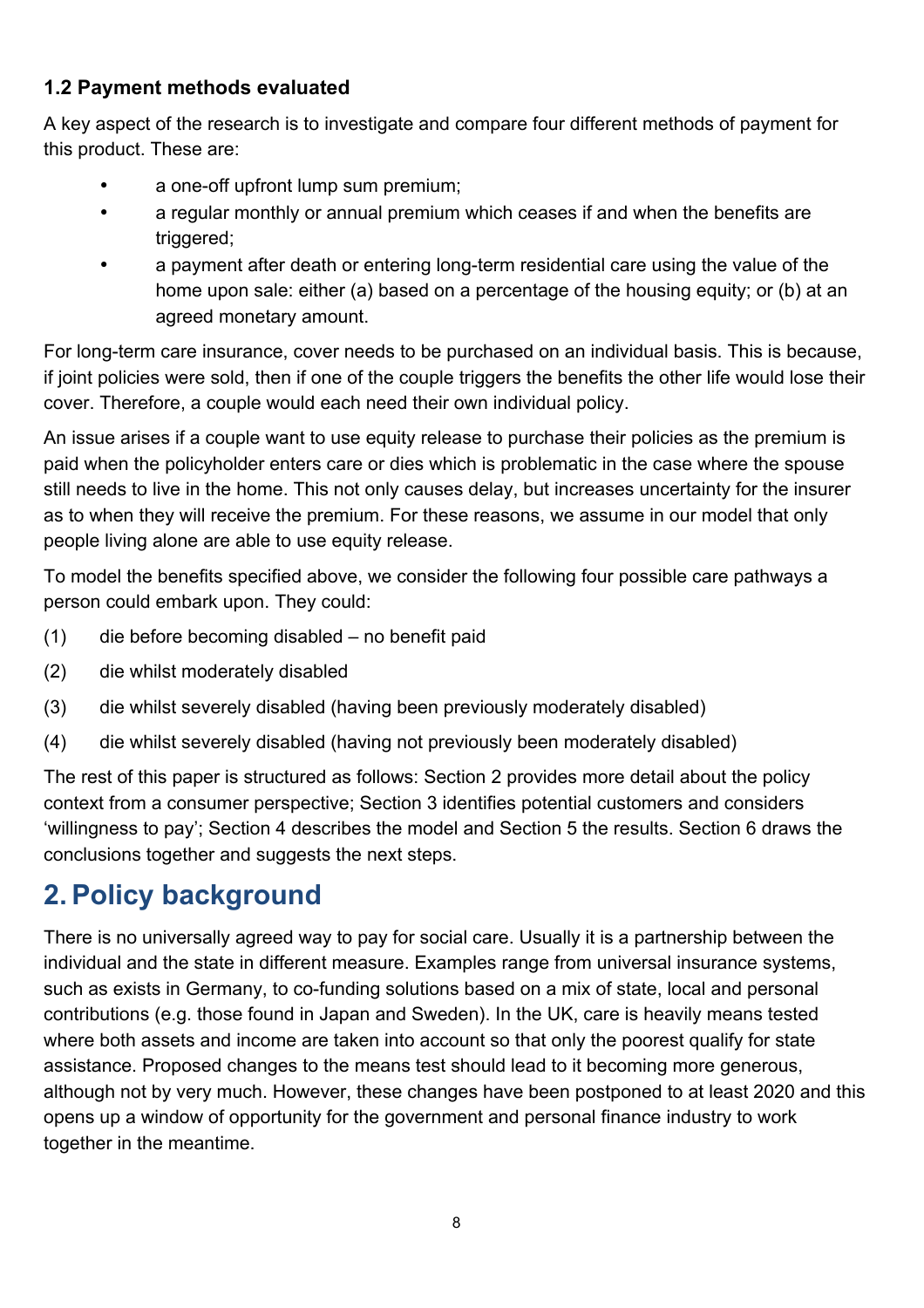### 1.2 Payment methods evaluated

A key aspect of the research is to investigate and compare four different methods of payment for this product. These are:

- a one-off upfront lump sum premium;
- a regular monthly or annual premium which ceases if and when the benefits are triggered;
- a payment after death or entering long-term residential care using the value of the home upon sale: either (a) based on a percentage of the housing equity; or (b) at an agreed monetary amount.

For long-term care insurance, cover needs to be purchased on an individual basis. This is because, if joint policies were sold, then if one of the couple triggers the benefits the other life would lose their cover. Therefore, a couple would each need their own individual policy.

An issue arises if a couple want to use equity release to purchase their policies as the premium is paid when the policyholder enters care or dies which is problematic in the case where the spouse still needs to live in the home. This not only causes delay, but increases uncertainty for the insurer as to when they will receive the premium. For these reasons, we assume in our model that only people living alone are able to use equity release.

To model the benefits specified above, we consider the following four possible care pathways a person could embark upon. They could:

(1) die before becoming disabled – no benefit paid

(2) die whilst moderately disabled

(3) die whilst severely disabled (having been previously moderately disabled)

(4) die whilst severely disabled (having not previously been moderately disabled)

The rest of this paper is structured as follows: Section 2 provides more detail about the policy context from a consumer perspective; Section 3 identifies potential customers and considers 'willingness to pay'; Section 4 describes the model and Section 5 the results. Section 6 draws the conclusions together and suggests the next steps.

## 2. Policy background

There is no universally agreed way to pay for social care. Usually it is a partnership between the individual and the state in different measure. Examples range from universal insurance systems, such as exists in Germany, to co-funding solutions based on a mix of state, local and personal contributions (e.g. those found in Japan and Sweden). In the UK, care is heavily means tested where both assets and income are taken into account so that only the poorest qualify for state assistance. Proposed changes to the means test should lead to it becoming more generous, although not by very much. However, these changes have been postponed to at least 2020 and this opens up a window of opportunity for the government and personal finance industry to work together in the meantime.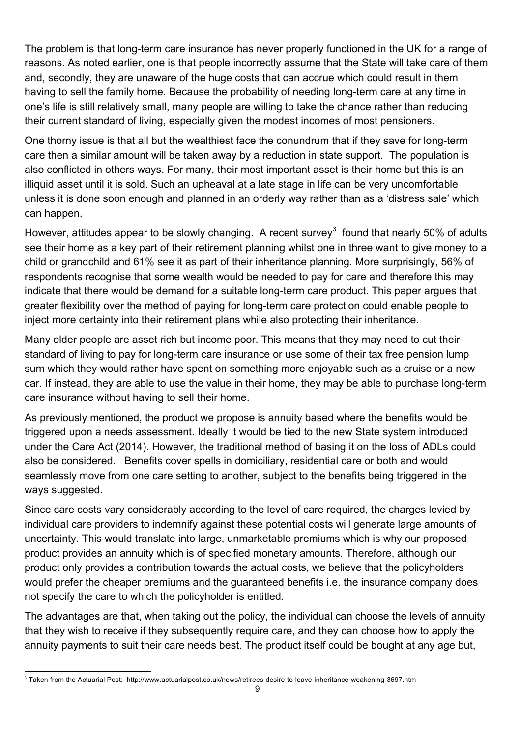The problem is that long-term care insurance has never properly functioned in the UK for a range of reasons. As noted earlier, one is that people incorrectly assume that the State will take care of them and, secondly, they are unaware of the huge costs that can accrue which could result in them having to sell the family home. Because the probability of needing long-term care at any time in one's life is still relatively small, many people are willing to take the chance rather than reducing their current standard of living, especially given the modest incomes of most pensioners.

One thorny issue is that all but the wealthiest face the conundrum that if they save for long-term care then a similar amount will be taken away by a reduction in state support. The population is also conflicted in others ways. For many, their most important asset is their home but this is an illiquid asset until it is sold. Such an upheaval at a late stage in life can be very uncomfortable unless it is done soon enough and planned in an orderly way rather than as a 'distress sale' which can happen.

However, attitudes appear to be slowly changing. A recent survey[3] found that nearly 50% of adults see their home as a key part of their retirement planning whilst one in three want to give money to a child or grandchild and 61% see it as part of their inheritance planning. More surprisingly, 56% of respondents recognise that some wealth would be needed to pay for care and therefore this may indicate that there would be demand for a suitable long-term care product. This paper argues that greater flexibility over the method of paying for long-term care protection could enable people to inject more certainty into their retirement plans while also protecting their inheritance.

Many older people are asset rich but income poor. This means that they may need to cut their standard of living to pay for long-term care insurance or use some of their tax free pension lump sum which they would rather have spent on something more enjoyable such as a cruise or a new car. If instead, they are able to use the value in their home, they may be able to purchase long-term care insurance without having to sell their home.

As previously mentioned, the product we propose is annuity based where the benefits would be triggered upon a needs assessment. Ideally it would be tied to the new State system introduced under the Care Act (2014). However, the traditional method of basing it on the loss of ADLs could also be considered. Benefits cover spells in domiciliary, residential care or both and would seamlessly move from one care setting to another, subject to the benefits being triggered in the ways suggested.

Since care costs vary considerably according to the level of care required, the charges levied by individual care providers to indemnify against these potential costs will generate large amounts of uncertainty. This would translate into large, unmarketable premiums which is why our proposed product provides an annuity which is of specified monetary amounts. Therefore, although our product only provides a contribution towards the actual costs, we believe that the policyholders would prefer the cheaper premiums and the guaranteed benefits i.e. the insurance company does not specify the care to which the policyholder is entitled.

The advantages are that, when taking out the policy, the individual can choose the levels of annuity that they wish to receive if they subsequently require care, and they can choose how to apply the annuity payments to suit their care needs best. The product itself could be bought at any age but,

[3] Taken from the Actuarial Post: http://www.actuarialpost.co.uk/news/retirees-desire-to-leave-inheritance-weakening-3697.htm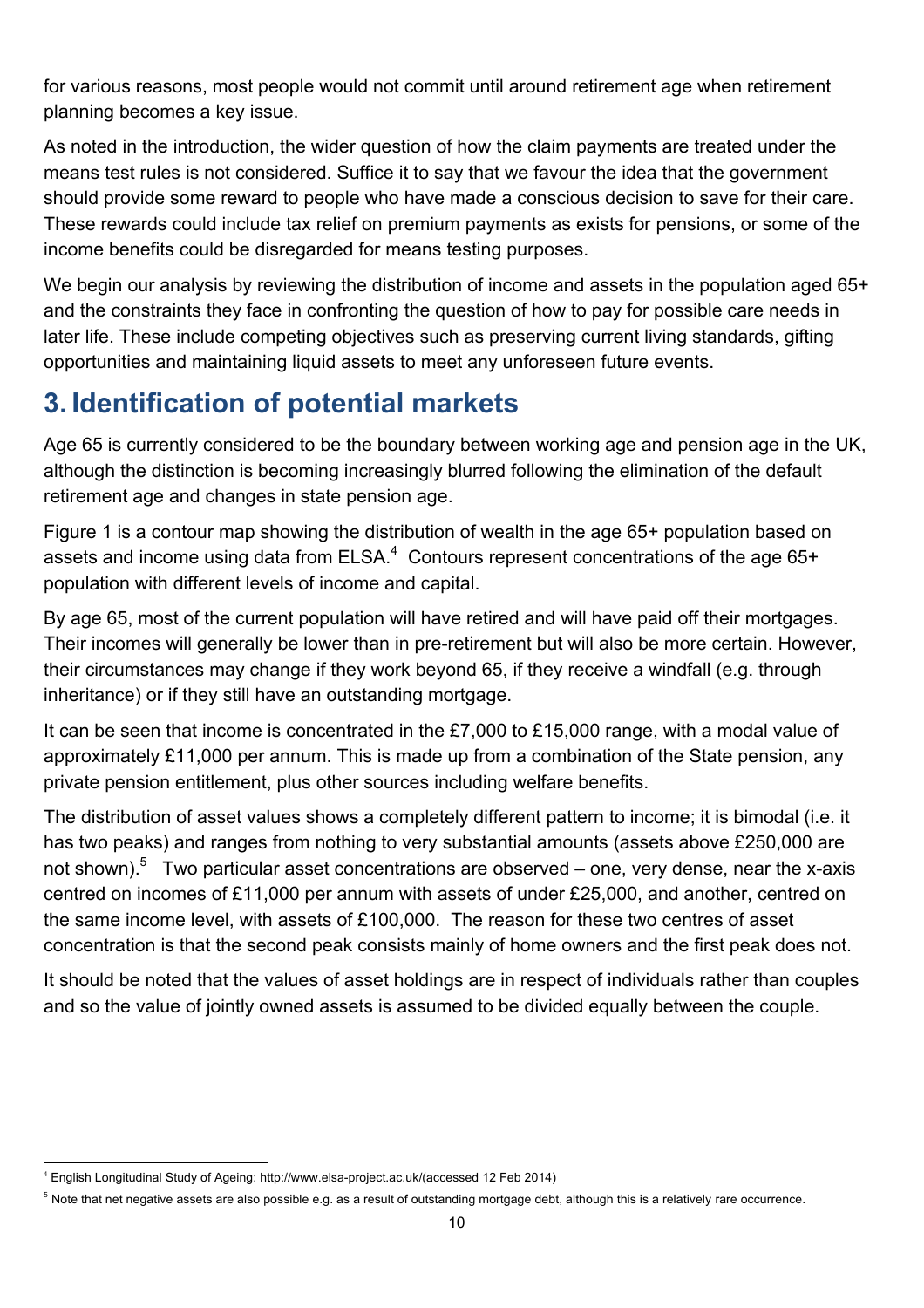for various reasons, most people would not commit until around retirement age when retirement planning becomes a key issue.

As noted in the introduction, the wider question of how the claim payments are treated under the means test rules is not considered. Suffice it to say that we favour the idea that the government should provide some reward to people who have made a conscious decision to save for their care. These rewards could include tax relief on premium payments as exists for pensions, or some of the income benefits could be disregarded for means testing purposes.

We begin our analysis by reviewing the distribution of income and assets in the population aged 65+ and the constraints they face in confronting the question of how to pay for possible care needs in later life. These include competing objectives such as preserving current living standards, gifting opportunities and maintaining liquid assets to meet any unforeseen future events.

# 3. Identification of potential markets

Age 65 is currently considered to be the boundary between working age and pension age in the UK, although the distinction is becoming increasingly blurred following the elimination of the default retirement age and changes in state pension age.

Figure 1 is a contour map showing the distribution of wealth in the age 65+ population based on assets and income using data from ELSA.[4] Contours represent concentrations of the age 65+ population with different levels of income and capital.

By age 65, most of the current population will have retired and will have paid off their mortgages. Their incomes will generally be lower than in pre-retirement but will also be more certain. However, their circumstances may change if they work beyond 65, if they receive a windfall (e.g. through inheritance) or if they still have an outstanding mortgage.

It can be seen that income is concentrated in the £7,000 to £15,000 range, with a modal value of approximately £11,000 per annum. This is made up from a combination of the State pension, any private pension entitlement, plus other sources including welfare benefits.

The distribution of asset values shows a completely different pattern to income; it is bimodal (i.e. it has two peaks) and ranges from nothing to very substantial amounts (assets above £250,000 are not shown).[5] Two particular asset concentrations are observed – one, very dense, near the x-axis centred on incomes of £11,000 per annum with assets of under £25,000, and another, centred on the same income level, with assets of £100,000. The reason for these two centres of asset concentration is that the second peak consists mainly of home owners and the first peak does not.

It should be noted that the values of asset holdings are in respect of individuals rather than couples and so the value of jointly owned assets is assumed to be divided equally between the couple.

---

[4] English Longitudinal Study of Ageing: http://www.elsa-project.ac.uk/(accessed 12 Feb 2014)

[5] Note that net negative assets are also possible e.g. as a result of outstanding mortgage debt, although this is a relatively rare occurrence.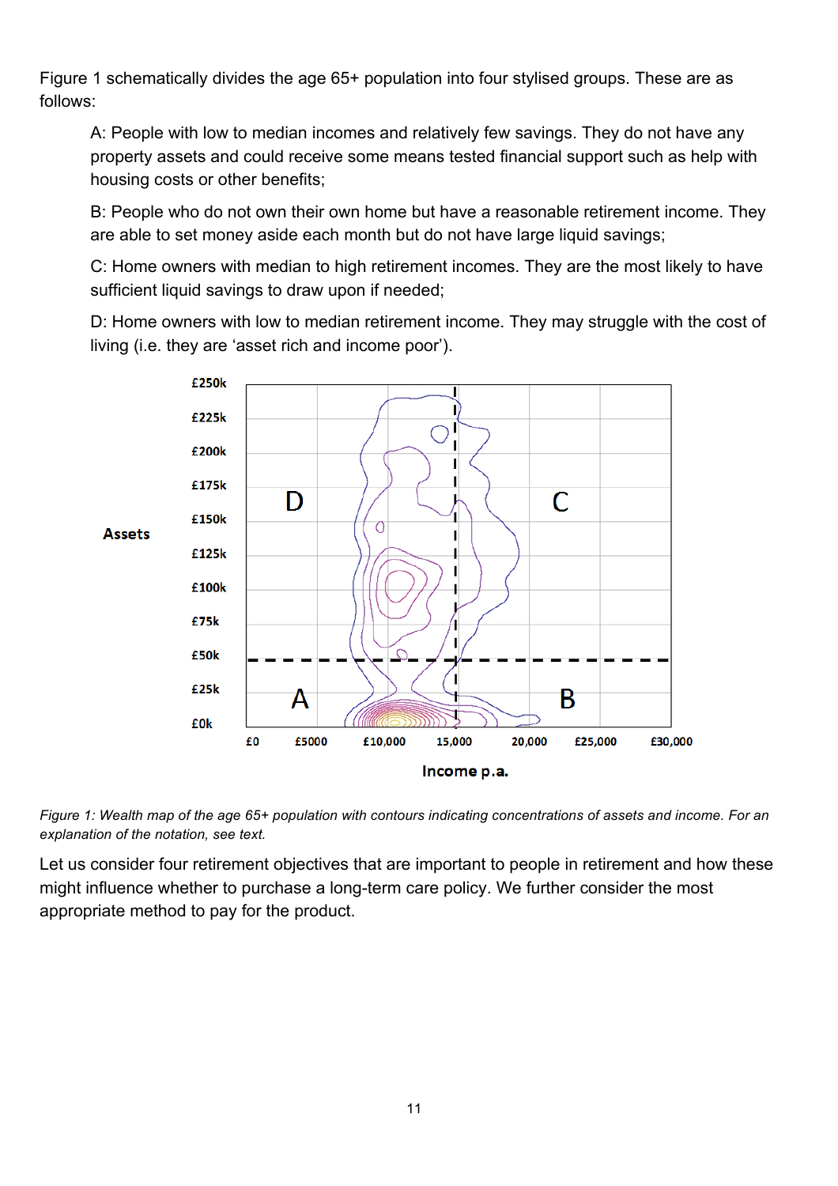Figure 1 schematically divides the age 65+ population into four stylised groups. These are as follows:

> A: People with low to median incomes and relatively few savings. They do not have any property assets and could receive some means tested financial support such as help with housing costs or other benefits;
>
> B: People who do not own their own home but have a reasonable retirement income. They are able to set money aside each month but do not have large liquid savings;
>
> C: Home owners with median to high retirement incomes. They are the most likely to have sufficient liquid savings to draw upon if needed;
>
> D: Home owners with low to median retirement income. They may struggle with the cost of living (i.e. they are 'asset rich and income poor').

*Figure 1: Wealth map of the age 65+ population with contours indicating concentrations of assets and income. For an explanation of the notation, see text.*

Let us consider four retirement objectives that are important to people in retirement and how these might influence whether to purchase a long-term care policy. We further consider the most appropriate method to pay for the product.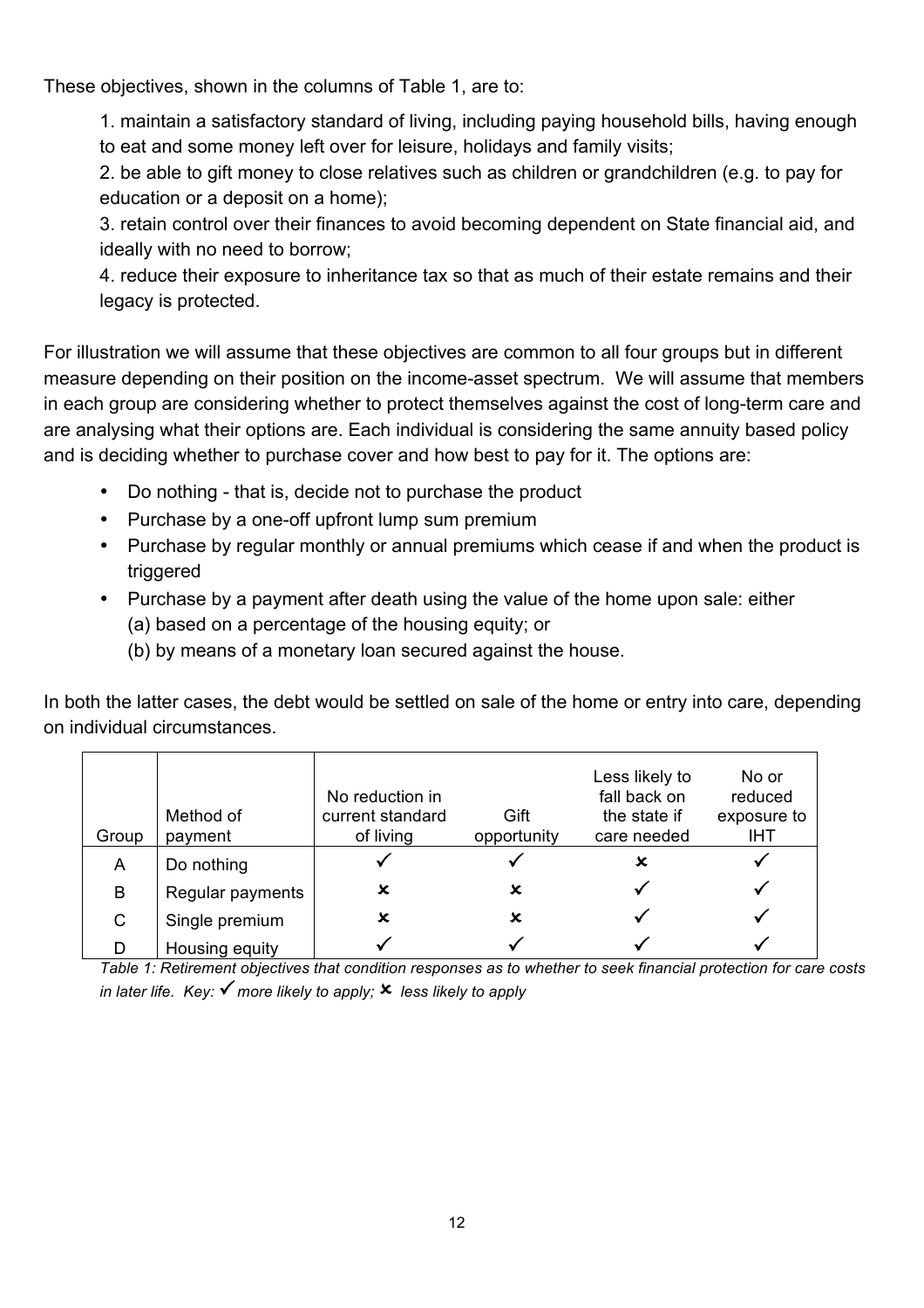These objectives, shown in the columns of Table 1, are to:

1. maintain a satisfactory standard of living, including paying household bills, having enough to eat and some money left over for leisure, holidays and family visits;
2. be able to gift money to close relatives such as children or grandchildren (e.g. to pay for education or a deposit on a home);
3. retain control over their finances to avoid becoming dependent on State financial aid, and ideally with no need to borrow;
4. reduce their exposure to inheritance tax so that as much of their estate remains and their legacy is protected.

For illustration we will assume that these objectives are common to all four groups but in different measure depending on their position on the income-asset spectrum. We will assume that members in each group are considering whether to protect themselves against the cost of long-term care and are analysing what their options are. Each individual is considering the same annuity based policy and is deciding whether to purchase cover and how best to pay for it. The options are:

- Do nothing - that is, decide not to purchase the product
- Purchase by a one-off upfront lump sum premium
- Purchase by regular monthly or annual premiums which cease if and when the product is triggered
- Purchase by a payment after death using the value of the home upon sale: either
  (a) based on a percentage of the housing equity; or
  (b) by means of a monetary loan secured against the house.

In both the latter cases, the debt would be settled on sale of the home or entry into care, depending on individual circumstances.

| Group | Method of payment | No reduction in current standard of living | Gift opportunity | Less likely to fall back on the state if care needed | No or reduced exposure to IHT |
|---|---|---|---|---|---|
| A | Do nothing | ✓ | ✓ | ✗ | ✓ |
| B | Regular payments | ✗ | ✗ | ✓ | ✓ |
| C | Single premium | ✗ | ✗ | ✓ | ✓ |
| D | Housing equity | ✓ | ✓ | ✓ | ✓ |

*Table 1: Retirement objectives that condition responses as to whether to seek financial protection for care costs in later life. Key: ✓ more likely to apply; ✗ less likely to apply*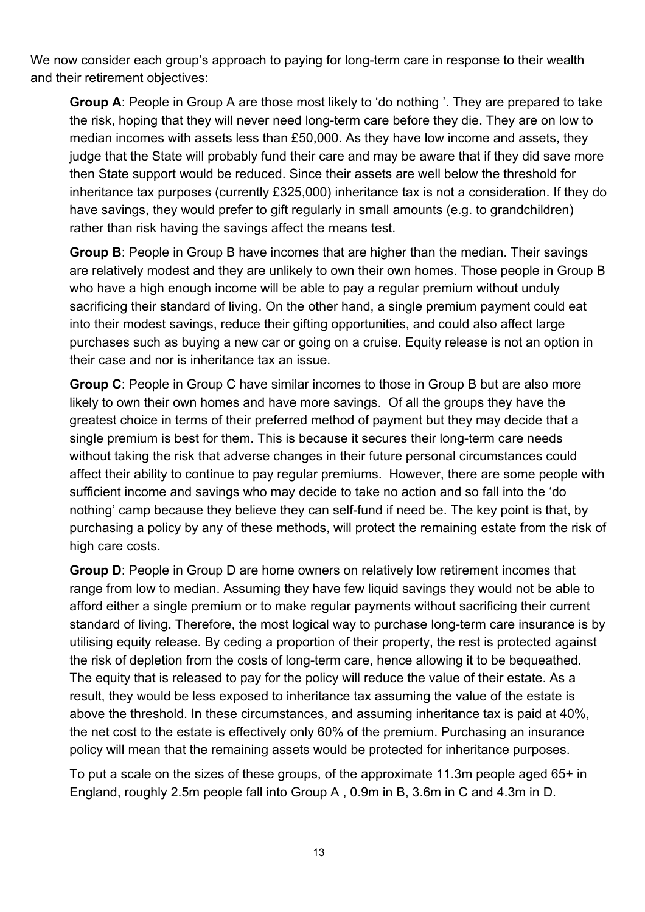We now consider each group's approach to paying for long-term care in response to their wealth and their retirement objectives:

**Group A**: People in Group A are those most likely to 'do nothing '. They are prepared to take the risk, hoping that they will never need long-term care before they die. They are on low to median incomes with assets less than £50,000. As they have low income and assets, they judge that the State will probably fund their care and may be aware that if they did save more then State support would be reduced. Since their assets are well below the threshold for inheritance tax purposes (currently £325,000) inheritance tax is not a consideration. If they do have savings, they would prefer to gift regularly in small amounts (e.g. to grandchildren) rather than risk having the savings affect the means test.

**Group B**: People in Group B have incomes that are higher than the median. Their savings are relatively modest and they are unlikely to own their own homes. Those people in Group B who have a high enough income will be able to pay a regular premium without unduly sacrificing their standard of living. On the other hand, a single premium payment could eat into their modest savings, reduce their gifting opportunities, and could also affect large purchases such as buying a new car or going on a cruise. Equity release is not an option in their case and nor is inheritance tax an issue.

**Group C**: People in Group C have similar incomes to those in Group B but are also more likely to own their own homes and have more savings. Of all the groups they have the greatest choice in terms of their preferred method of payment but they may decide that a single premium is best for them. This is because it secures their long-term care needs without taking the risk that adverse changes in their future personal circumstances could affect their ability to continue to pay regular premiums. However, there are some people with sufficient income and savings who may decide to take no action and so fall into the 'do nothing' camp because they believe they can self-fund if need be. The key point is that, by purchasing a policy by any of these methods, will protect the remaining estate from the risk of high care costs.

**Group D**: People in Group D are home owners on relatively low retirement incomes that range from low to median. Assuming they have few liquid savings they would not be able to afford either a single premium or to make regular payments without sacrificing their current standard of living. Therefore, the most logical way to purchase long-term care insurance is by utilising equity release. By ceding a proportion of their property, the rest is protected against the risk of depletion from the costs of long-term care, hence allowing it to be bequeathed. The equity that is released to pay for the policy will reduce the value of their estate. As a result, they would be less exposed to inheritance tax assuming the value of the estate is above the threshold. In these circumstances, and assuming inheritance tax is paid at 40%, the net cost to the estate is effectively only 60% of the premium. Purchasing an insurance policy will mean that the remaining assets would be protected for inheritance purposes.

To put a scale on the sizes of these groups, of the approximate 11.3m people aged 65+ in England, roughly 2.5m people fall into Group A , 0.9m in B, 3.6m in C and 4.3m in D.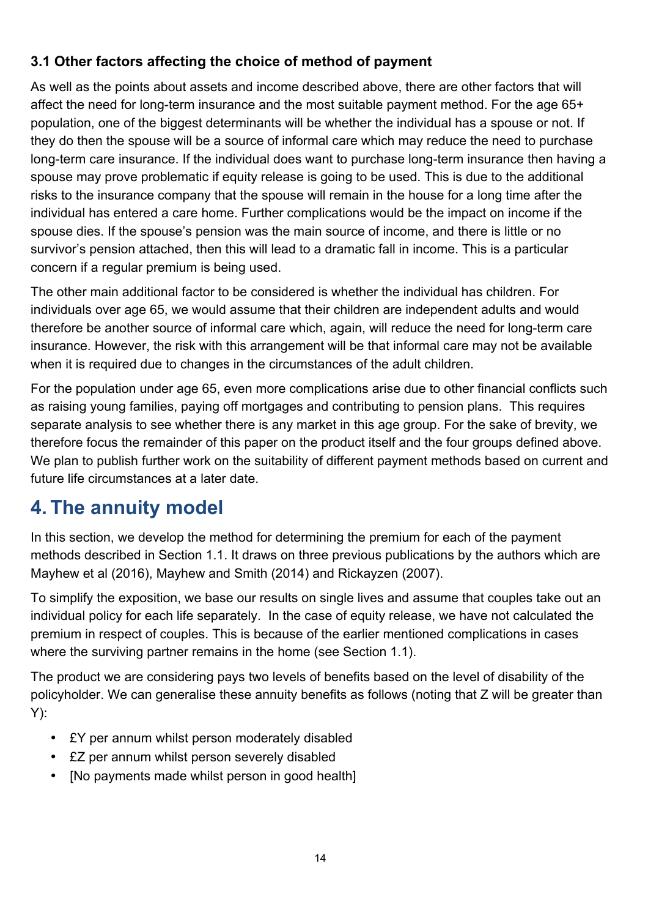### 3.1 Other factors affecting the choice of method of payment

As well as the points about assets and income described above, there are other factors that will affect the need for long-term insurance and the most suitable payment method. For the age 65+ population, one of the biggest determinants will be whether the individual has a spouse or not. If they do then the spouse will be a source of informal care which may reduce the need to purchase long-term care insurance. If the individual does want to purchase long-term insurance then having a spouse may prove problematic if equity release is going to be used. This is due to the additional risks to the insurance company that the spouse will remain in the house for a long time after the individual has entered a care home. Further complications would be the impact on income if the spouse dies. If the spouse's pension was the main source of income, and there is little or no survivor's pension attached, then this will lead to a dramatic fall in income. This is a particular concern if a regular premium is being used.

The other main additional factor to be considered is whether the individual has children. For individuals over age 65, we would assume that their children are independent adults and would therefore be another source of informal care which, again, will reduce the need for long-term care insurance. However, the risk with this arrangement will be that informal care may not be available when it is required due to changes in the circumstances of the adult children.

For the population under age 65, even more complications arise due to other financial conflicts such as raising young families, paying off mortgages and contributing to pension plans. This requires separate analysis to see whether there is any market in this age group. For the sake of brevity, we therefore focus the remainder of this paper on the product itself and the four groups defined above. We plan to publish further work on the suitability of different payment methods based on current and future life circumstances at a later date.

## 4. The annuity model

In this section, we develop the method for determining the premium for each of the payment methods described in Section 1.1. It draws on three previous publications by the authors which are Mayhew et al (2016), Mayhew and Smith (2014) and Rickayzen (2007).

To simplify the exposition, we base our results on single lives and assume that couples take out an individual policy for each life separately. In the case of equity release, we have not calculated the premium in respect of couples. This is because of the earlier mentioned complications in cases where the surviving partner remains in the home (see Section 1.1).

The product we are considering pays two levels of benefits based on the level of disability of the policyholder. We can generalise these annuity benefits as follows (noting that Z will be greater than Y):

- £Y per annum whilst person moderately disabled
- £Z per annum whilst person severely disabled
- [No payments made whilst person in good health]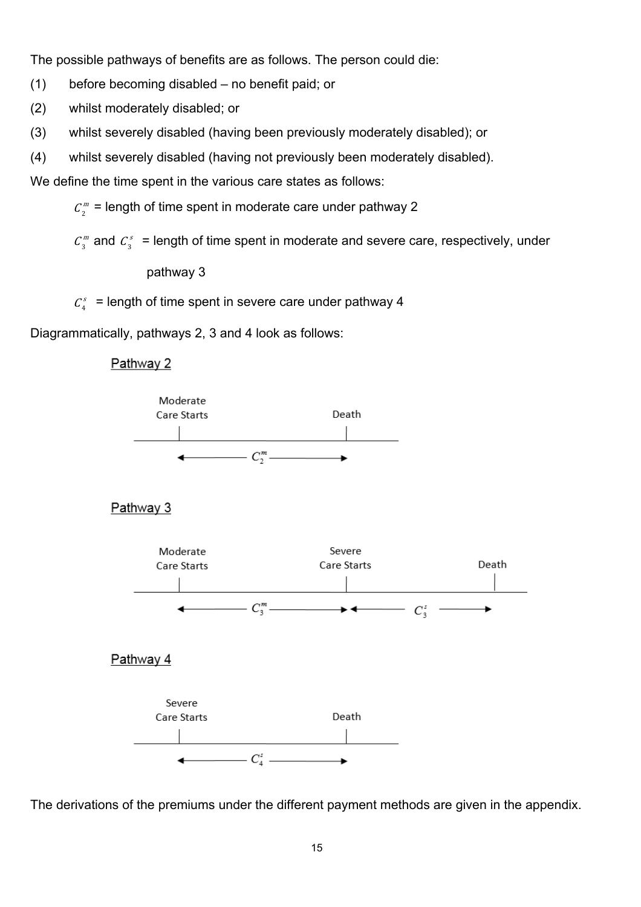The possible pathways of benefits are as follows. The person could die:

(1) before becoming disabled – no benefit paid; or

(2) whilst moderately disabled; or

(3) whilst severely disabled (having been previously moderately disabled); or

(4) whilst severely disabled (having not previously been moderately disabled).

We define the time spent in the various care states as follows:

$C_2^m$ = length of time spent in moderate care under pathway 2

$C_3^m$ and $C_3^s$ = length of time spent in moderate and severe care, respectively, under pathway 3

$C_4^s$ = length of time spent in severe care under pathway 4

Diagrammatically, pathways 2, 3 and 4 look as follows:

Pathway 2

Moderate Care Starts —— Death

$\longleftarrow C_2^m \longrightarrow$

Pathway 3

Moderate Care Starts —— Severe Care Starts —— Death

$\longleftarrow C_3^m \longrightarrow \longleftarrow C_3^s \longrightarrow$

Pathway 4

Severe Care Starts —— Death

$\longleftarrow C_4^s \longrightarrow$

The derivations of the premiums under the different payment methods are given in the appendix.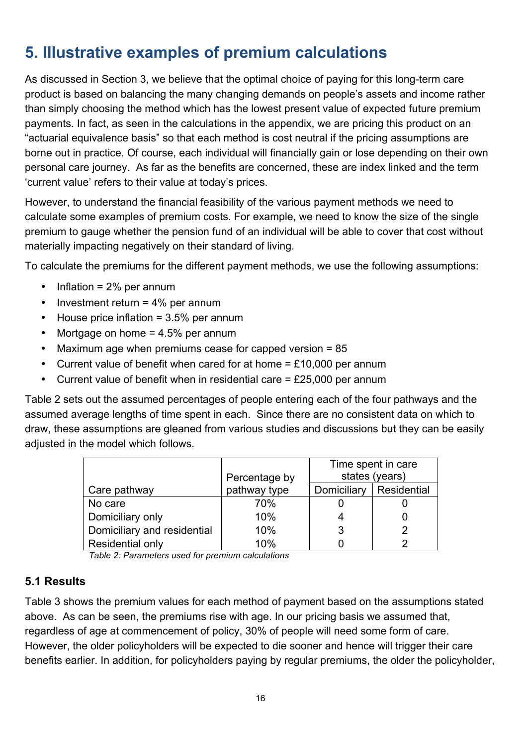## 5. Illustrative examples of premium calculations

As discussed in Section 3, we believe that the optimal choice of paying for this long-term care product is based on balancing the many changing demands on people's assets and income rather than simply choosing the method which has the lowest present value of expected future premium payments. In fact, as seen in the calculations in the appendix, we are pricing this product on an "actuarial equivalence basis" so that each method is cost neutral if the pricing assumptions are borne out in practice. Of course, each individual will financially gain or lose depending on their own personal care journey. As far as the benefits are concerned, these are index linked and the term 'current value' refers to their value at today's prices.

However, to understand the financial feasibility of the various payment methods we need to calculate some examples of premium costs. For example, we need to know the size of the single premium to gauge whether the pension fund of an individual will be able to cover that cost without materially impacting negatively on their standard of living.

To calculate the premiums for the different payment methods, we use the following assumptions:

- Inflation = 2% per annum
- Investment return = 4% per annum
- House price inflation = 3.5% per annum
- Mortgage on home = 4.5% per annum
- Maximum age when premiums cease for capped version = 85
- Current value of benefit when cared for at home = £10,000 per annum
- Current value of benefit when in residential care = £25,000 per annum

Table 2 sets out the assumed percentages of people entering each of the four pathways and the assumed average lengths of time spent in each. Since there are no consistent data on which to draw, these assumptions are gleaned from various studies and discussions but they can be easily adjusted in the model which follows.

| Care pathway | Percentage by pathway type | Time spent in care states (years) | |
|---|---|---|---|
| | | Domiciliary | Residential |
| No care | 70% | 0 | 0 |
| Domiciliary only | 10% | 4 | 0 |
| Domiciliary and residential | 10% | 3 | 2 |
| Residential only | 10% | 0 | 2 |

*Table 2: Parameters used for premium calculations*

### 5.1 Results

Table 3 shows the premium values for each method of payment based on the assumptions stated above. As can be seen, the premiums rise with age. In our pricing basis we assumed that, regardless of age at commencement of policy, 30% of people will need some form of care. However, the older policyholders will be expected to die sooner and hence will trigger their care benefits earlier. In addition, for policyholders paying by regular premiums, the older the policyholder,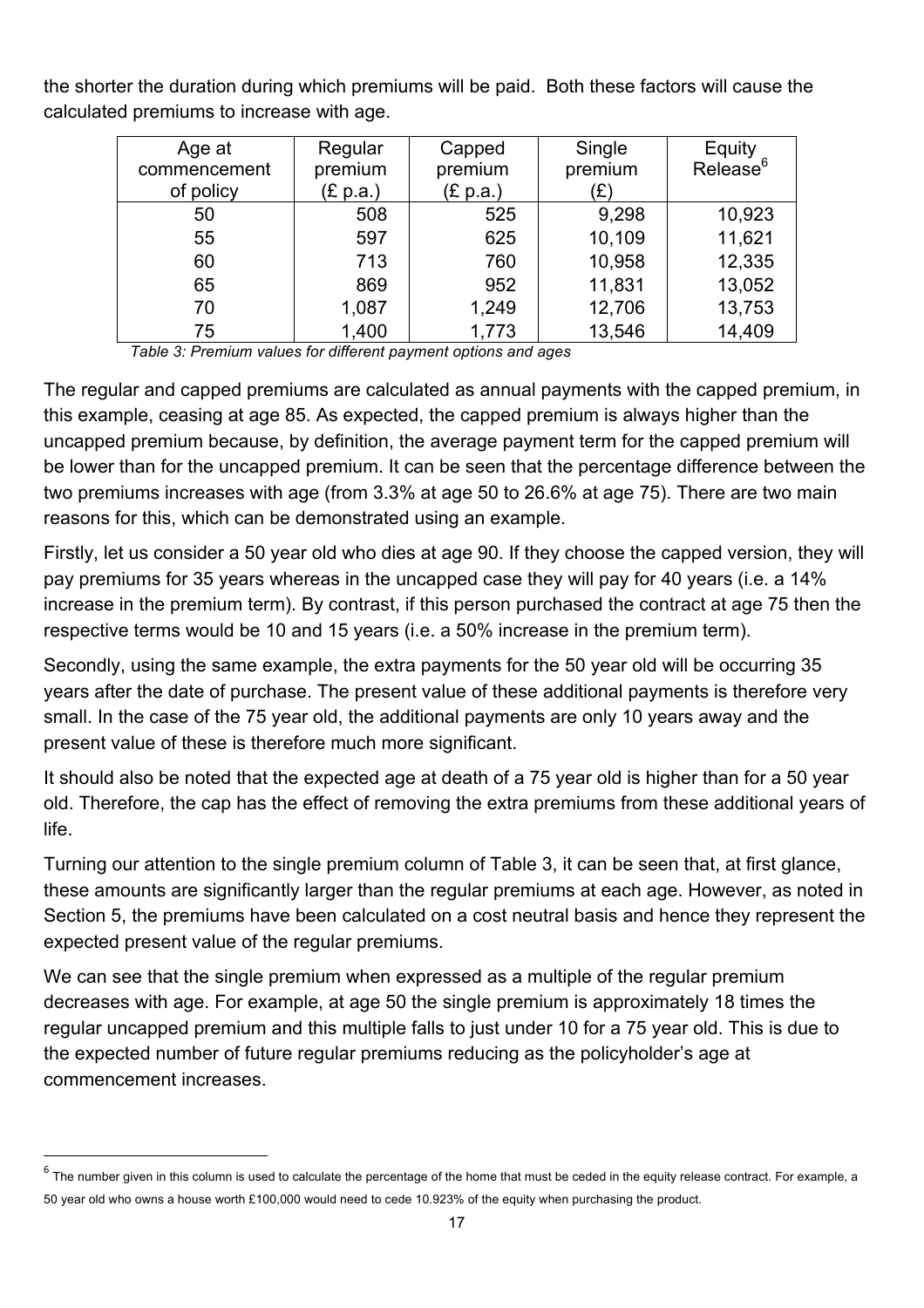the shorter the duration during which premiums will be paid. Both these factors will cause the calculated premiums to increase with age.

| Age at commencement of policy | Regular premium (£ p.a.) | Capped premium (£ p.a.) | Single premium (£) | Equity Release[6] |
|---|---|---|---|---|
| 50 | 508 | 525 | 9,298 | 10,923 |
| 55 | 597 | 625 | 10,109 | 11,621 |
| 60 | 713 | 760 | 10,958 | 12,335 |
| 65 | 869 | 952 | 11,831 | 13,052 |
| 70 | 1,087 | 1,249 | 12,706 | 13,753 |
| 75 | 1,400 | 1,773 | 13,546 | 14,409 |

*Table 3: Premium values for different payment options and ages*

The regular and capped premiums are calculated as annual payments with the capped premium, in this example, ceasing at age 85. As expected, the capped premium is always higher than the uncapped premium because, by definition, the average payment term for the capped premium will be lower than for the uncapped premium. It can be seen that the percentage difference between the two premiums increases with age (from 3.3% at age 50 to 26.6% at age 75). There are two main reasons for this, which can be demonstrated using an example.

Firstly, let us consider a 50 year old who dies at age 90. If they choose the capped version, they will pay premiums for 35 years whereas in the uncapped case they will pay for 40 years (i.e. a 14% increase in the premium term). By contrast, if this person purchased the contract at age 75 then the respective terms would be 10 and 15 years (i.e. a 50% increase in the premium term).

Secondly, using the same example, the extra payments for the 50 year old will be occurring 35 years after the date of purchase. The present value of these additional payments is therefore very small. In the case of the 75 year old, the additional payments are only 10 years away and the present value of these is therefore much more significant.

It should also be noted that the expected age at death of a 75 year old is higher than for a 50 year old. Therefore, the cap has the effect of removing the extra premiums from these additional years of life.

Turning our attention to the single premium column of Table 3, it can be seen that, at first glance, these amounts are significantly larger than the regular premiums at each age. However, as noted in Section 5, the premiums have been calculated on a cost neutral basis and hence they represent the expected present value of the regular premiums.

We can see that the single premium when expressed as a multiple of the regular premium decreases with age. For example, at age 50 the single premium is approximately 18 times the regular uncapped premium and this multiple falls to just under 10 for a 75 year old. This is due to the expected number of future regular premiums reducing as the policyholder's age at commencement increases.

[6] The number given in this column is used to calculate the percentage of the home that must be ceded in the equity release contract. For example, a 50 year old who owns a house worth £100,000 would need to cede 10.923% of the equity when purchasing the product.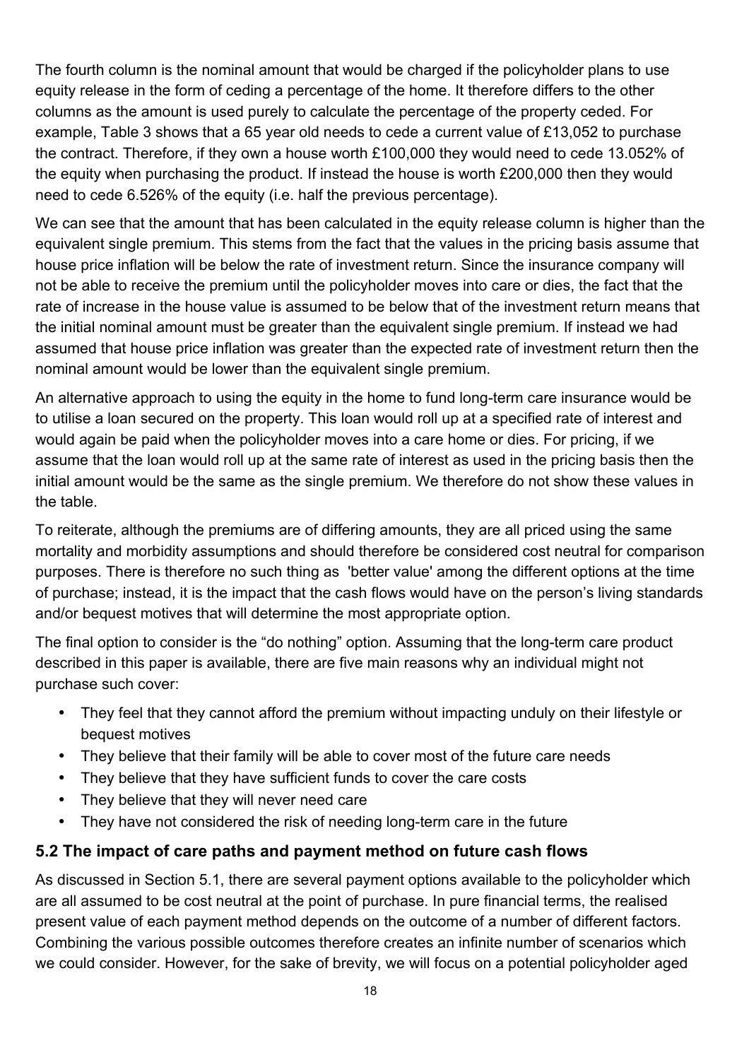The fourth column is the nominal amount that would be charged if the policyholder plans to use equity release in the form of ceding a percentage of the home. It therefore differs to the other columns as the amount is used purely to calculate the percentage of the property ceded. For example, Table 3 shows that a 65 year old needs to cede a current value of £13,052 to purchase the contract. Therefore, if they own a house worth £100,000 they would need to cede 13.052% of the equity when purchasing the product. If instead the house is worth £200,000 then they would need to cede 6.526% of the equity (i.e. half the previous percentage).

We can see that the amount that has been calculated in the equity release column is higher than the equivalent single premium. This stems from the fact that the values in the pricing basis assume that house price inflation will be below the rate of investment return. Since the insurance company will not be able to receive the premium until the policyholder moves into care or dies, the fact that the rate of increase in the house value is assumed to be below that of the investment return means that the initial nominal amount must be greater than the equivalent single premium. If instead we had assumed that house price inflation was greater than the expected rate of investment return then the nominal amount would be lower than the equivalent single premium.

An alternative approach to using the equity in the home to fund long-term care insurance would be to utilise a loan secured on the property. This loan would roll up at a specified rate of interest and would again be paid when the policyholder moves into a care home or dies. For pricing, if we assume that the loan would roll up at the same rate of interest as used in the pricing basis then the initial amount would be the same as the single premium. We therefore do not show these values in the table.

To reiterate, although the premiums are of differing amounts, they are all priced using the same mortality and morbidity assumptions and should therefore be considered cost neutral for comparison purposes. There is therefore no such thing as 'better value' among the different options at the time of purchase; instead, it is the impact that the cash flows would have on the person's living standards and/or bequest motives that will determine the most appropriate option.

The final option to consider is the "do nothing" option. Assuming that the long-term care product described in this paper is available, there are five main reasons why an individual might not purchase such cover:

- They feel that they cannot afford the premium without impacting unduly on their lifestyle or bequest motives
- They believe that their family will be able to cover most of the future care needs
- They believe that they have sufficient funds to cover the care costs
- They believe that they will never need care
- They have not considered the risk of needing long-term care in the future

## 5.2 The impact of care paths and payment method on future cash flows

As discussed in Section 5.1, there are several payment options available to the policyholder which are all assumed to be cost neutral at the point of purchase. In pure financial terms, the realised present value of each payment method depends on the outcome of a number of different factors. Combining the various possible outcomes therefore creates an infinite number of scenarios which we could consider. However, for the sake of brevity, we will focus on a potential policyholder aged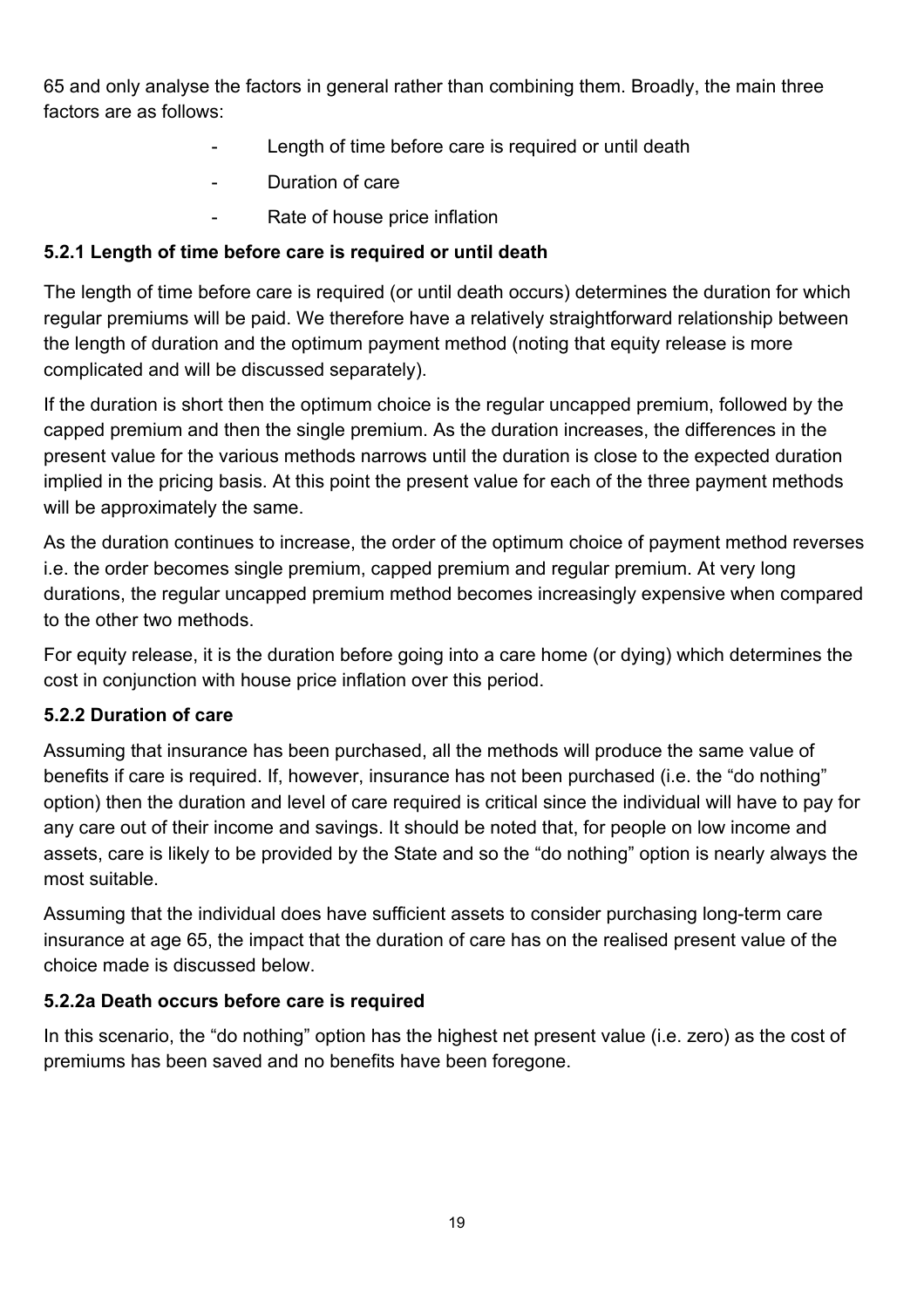65 and only analyse the factors in general rather than combining them. Broadly, the main three factors are as follows:

- Length of time before care is required or until death
- Duration of care
- Rate of house price inflation

### 5.2.1 Length of time before care is required or until death

The length of time before care is required (or until death occurs) determines the duration for which regular premiums will be paid. We therefore have a relatively straightforward relationship between the length of duration and the optimum payment method (noting that equity release is more complicated and will be discussed separately).

If the duration is short then the optimum choice is the regular uncapped premium, followed by the capped premium and then the single premium. As the duration increases, the differences in the present value for the various methods narrows until the duration is close to the expected duration implied in the pricing basis. At this point the present value for each of the three payment methods will be approximately the same.

As the duration continues to increase, the order of the optimum choice of payment method reverses i.e. the order becomes single premium, capped premium and regular premium. At very long durations, the regular uncapped premium method becomes increasingly expensive when compared to the other two methods.

For equity release, it is the duration before going into a care home (or dying) which determines the cost in conjunction with house price inflation over this period.

### 5.2.2 Duration of care

Assuming that insurance has been purchased, all the methods will produce the same value of benefits if care is required. If, however, insurance has not been purchased (i.e. the "do nothing" option) then the duration and level of care required is critical since the individual will have to pay for any care out of their income and savings. It should be noted that, for people on low income and assets, care is likely to be provided by the State and so the "do nothing" option is nearly always the most suitable.

Assuming that the individual does have sufficient assets to consider purchasing long-term care insurance at age 65, the impact that the duration of care has on the realised present value of the choice made is discussed below.

#### 5.2.2a Death occurs before care is required

In this scenario, the "do nothing" option has the highest net present value (i.e. zero) as the cost of premiums has been saved and no benefits have been foregone.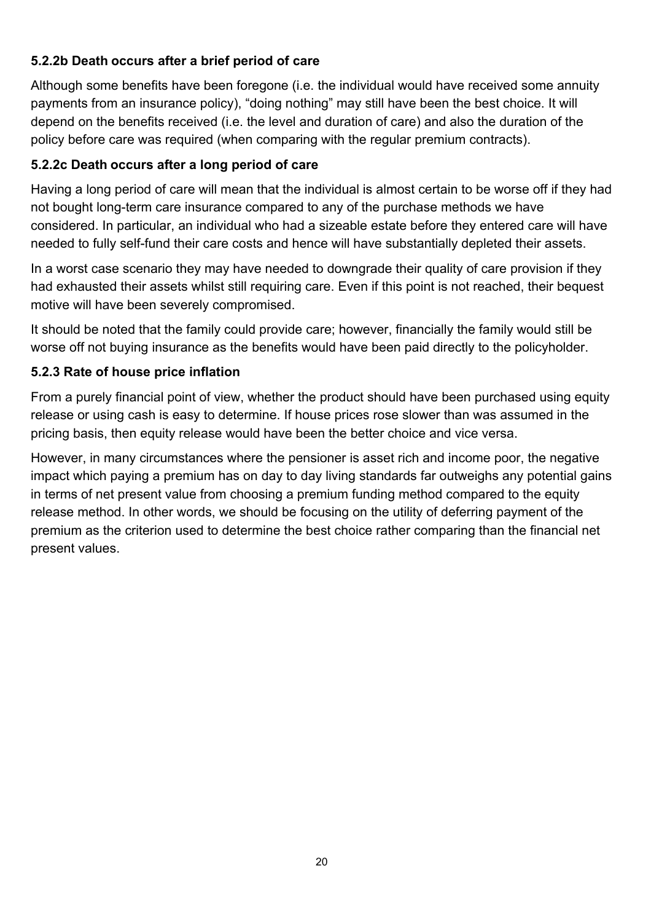**5.2.2b Death occurs after a brief period of care**

Although some benefits have been foregone (i.e. the individual would have received some annuity payments from an insurance policy), "doing nothing" may still have been the best choice. It will depend on the benefits received (i.e. the level and duration of care) and also the duration of the policy before care was required (when comparing with the regular premium contracts).

**5.2.2c Death occurs after a long period of care**

Having a long period of care will mean that the individual is almost certain to be worse off if they had not bought long-term care insurance compared to any of the purchase methods we have considered. In particular, an individual who had a sizeable estate before they entered care will have needed to fully self-fund their care costs and hence will have substantially depleted their assets.

In a worst case scenario they may have needed to downgrade their quality of care provision if they had exhausted their assets whilst still requiring care. Even if this point is not reached, their bequest motive will have been severely compromised.

It should be noted that the family could provide care; however, financially the family would still be worse off not buying insurance as the benefits would have been paid directly to the policyholder.

**5.2.3 Rate of house price inflation**

From a purely financial point of view, whether the product should have been purchased using equity release or using cash is easy to determine. If house prices rose slower than was assumed in the pricing basis, then equity release would have been the better choice and vice versa.

However, in many circumstances where the pensioner is asset rich and income poor, the negative impact which paying a premium has on day to day living standards far outweighs any potential gains in terms of net present value from choosing a premium funding method compared to the equity release method. In other words, we should be focusing on the utility of deferring payment of the premium as the criterion used to determine the best choice rather comparing than the financial net present values.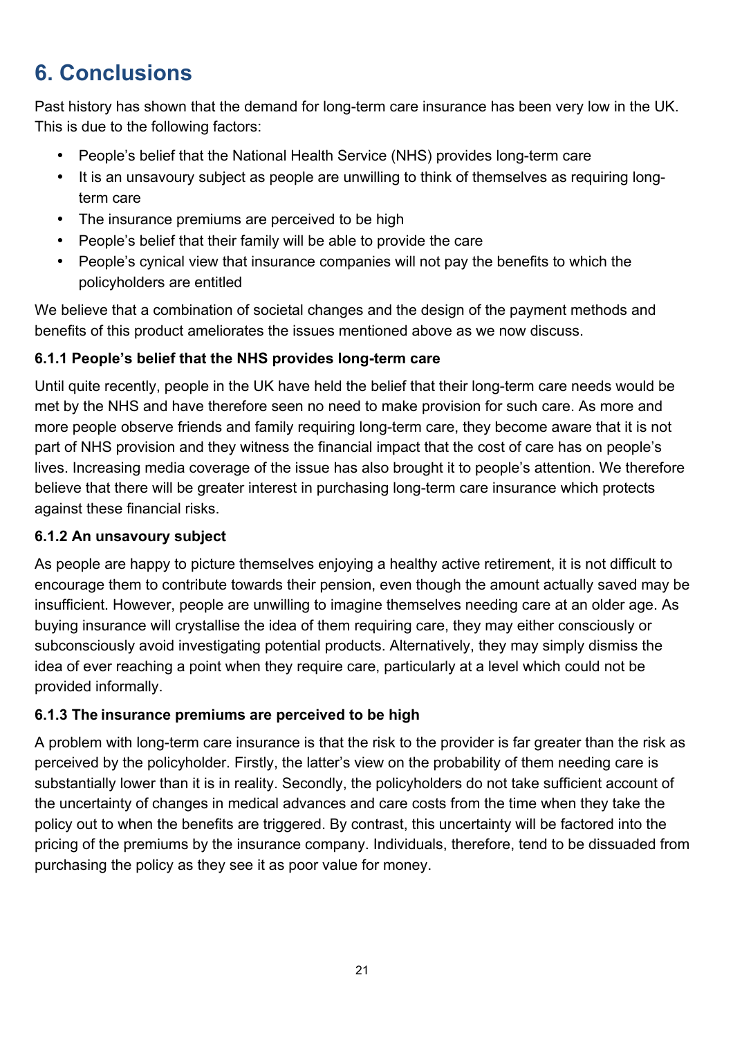# 6. Conclusions

Past history has shown that the demand for long-term care insurance has been very low in the UK. This is due to the following factors:

- People's belief that the National Health Service (NHS) provides long-term care
- It is an unsavoury subject as people are unwilling to think of themselves as requiring long-term care
- The insurance premiums are perceived to be high
- People's belief that their family will be able to provide the care
- People's cynical view that insurance companies will not pay the benefits to which the policyholders are entitled

We believe that a combination of societal changes and the design of the payment methods and benefits of this product ameliorates the issues mentioned above as we now discuss.

### 6.1.1 People's belief that the NHS provides long-term care

Until quite recently, people in the UK have held the belief that their long-term care needs would be met by the NHS and have therefore seen no need to make provision for such care. As more and more people observe friends and family requiring long-term care, they become aware that it is not part of NHS provision and they witness the financial impact that the cost of care has on people's lives. Increasing media coverage of the issue has also brought it to people's attention. We therefore believe that there will be greater interest in purchasing long-term care insurance which protects against these financial risks.

### 6.1.2 An unsavoury subject

As people are happy to picture themselves enjoying a healthy active retirement, it is not difficult to encourage them to contribute towards their pension, even though the amount actually saved may be insufficient. However, people are unwilling to imagine themselves needing care at an older age. As buying insurance will crystallise the idea of them requiring care, they may either consciously or subconsciously avoid investigating potential products. Alternatively, they may simply dismiss the idea of ever reaching a point when they require care, particularly at a level which could not be provided informally.

### 6.1.3 The insurance premiums are perceived to be high

A problem with long-term care insurance is that the risk to the provider is far greater than the risk as perceived by the policyholder. Firstly, the latter's view on the probability of them needing care is substantially lower than it is in reality. Secondly, the policyholders do not take sufficient account of the uncertainty of changes in medical advances and care costs from the time when they take the policy out to when the benefits are triggered. By contrast, this uncertainty will be factored into the pricing of the premiums by the insurance company. Individuals, therefore, tend to be dissuaded from purchasing the policy as they see it as poor value for money.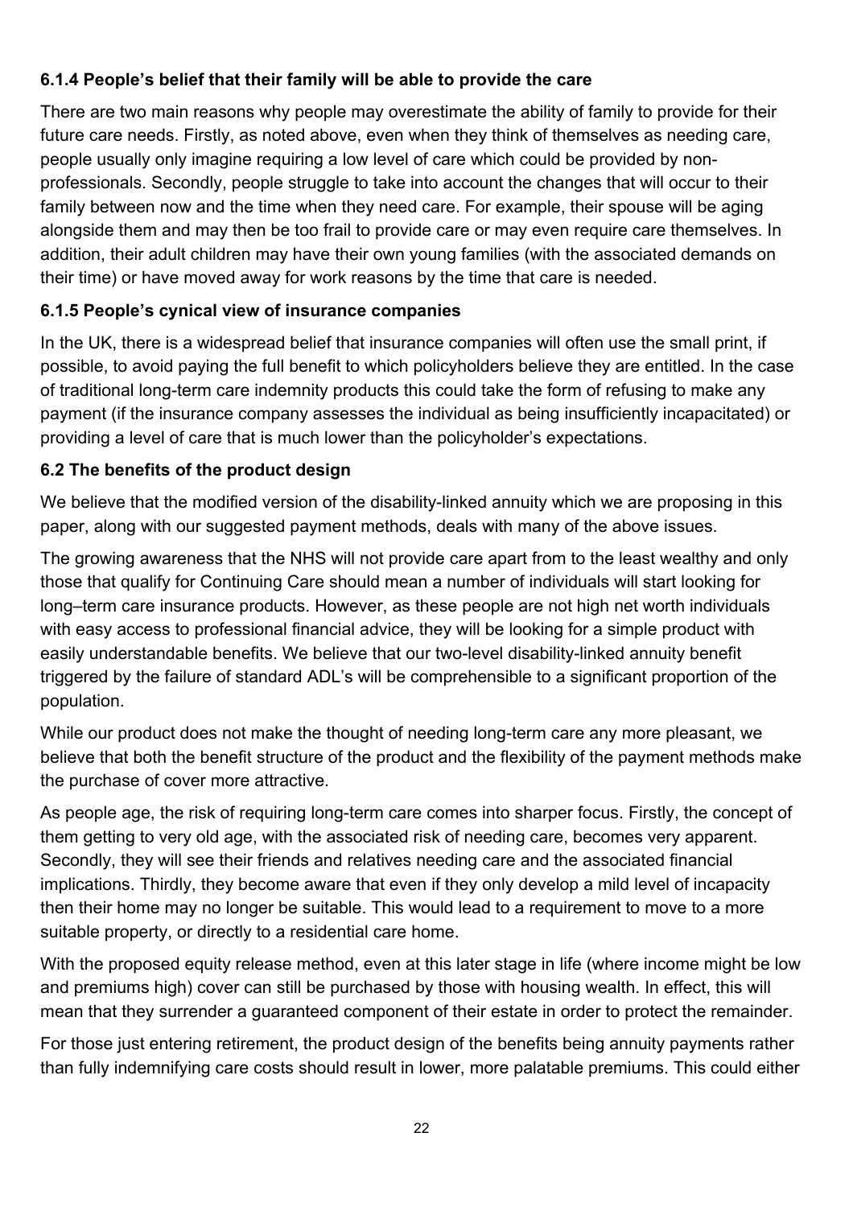### 6.1.4 People's belief that their family will be able to provide the care

There are two main reasons why people may overestimate the ability of family to provide for their future care needs. Firstly, as noted above, even when they think of themselves as needing care, people usually only imagine requiring a low level of care which could be provided by non-professionals. Secondly, people struggle to take into account the changes that will occur to their family between now and the time when they need care. For example, their spouse will be aging alongside them and may then be too frail to provide care or may even require care themselves. In addition, their adult children may have their own young families (with the associated demands on their time) or have moved away for work reasons by the time that care is needed.

### 6.1.5 People's cynical view of insurance companies

In the UK, there is a widespread belief that insurance companies will often use the small print, if possible, to avoid paying the full benefit to which policyholders believe they are entitled. In the case of traditional long-term care indemnity products this could take the form of refusing to make any payment (if the insurance company assesses the individual as being insufficiently incapacitated) or providing a level of care that is much lower than the policyholder's expectations.

## 6.2 The benefits of the product design

We believe that the modified version of the disability-linked annuity which we are proposing in this paper, along with our suggested payment methods, deals with many of the above issues.

The growing awareness that the NHS will not provide care apart from to the least wealthy and only those that qualify for Continuing Care should mean a number of individuals will start looking for long–term care insurance products. However, as these people are not high net worth individuals with easy access to professional financial advice, they will be looking for a simple product with easily understandable benefits. We believe that our two-level disability-linked annuity benefit triggered by the failure of standard ADL's will be comprehensible to a significant proportion of the population.

While our product does not make the thought of needing long-term care any more pleasant, we believe that both the benefit structure of the product and the flexibility of the payment methods make the purchase of cover more attractive.

As people age, the risk of requiring long-term care comes into sharper focus. Firstly, the concept of them getting to very old age, with the associated risk of needing care, becomes very apparent. Secondly, they will see their friends and relatives needing care and the associated financial implications. Thirdly, they become aware that even if they only develop a mild level of incapacity then their home may no longer be suitable. This would lead to a requirement to move to a more suitable property, or directly to a residential care home.

With the proposed equity release method, even at this later stage in life (where income might be low and premiums high) cover can still be purchased by those with housing wealth. In effect, this will mean that they surrender a guaranteed component of their estate in order to protect the remainder.

For those just entering retirement, the product design of the benefits being annuity payments rather than fully indemnifying care costs should result in lower, more palatable premiums. This could either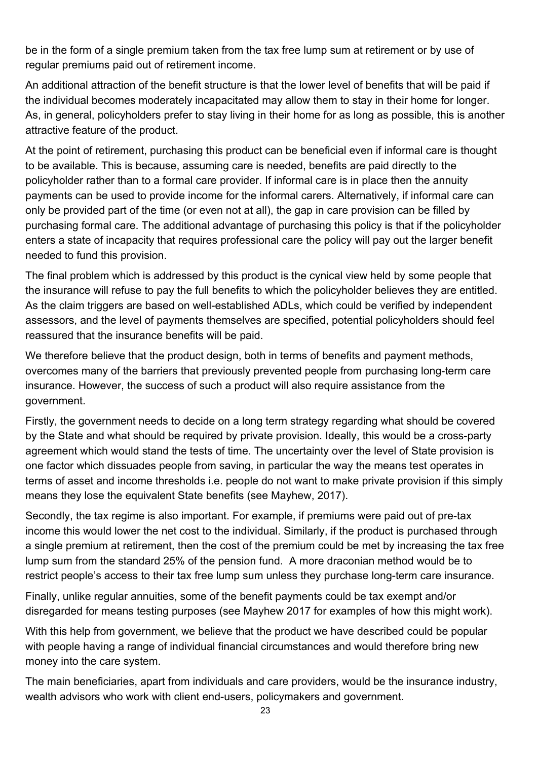be in the form of a single premium taken from the tax free lump sum at retirement or by use of regular premiums paid out of retirement income.

An additional attraction of the benefit structure is that the lower level of benefits that will be paid if the individual becomes moderately incapacitated may allow them to stay in their home for longer. As, in general, policyholders prefer to stay living in their home for as long as possible, this is another attractive feature of the product.

At the point of retirement, purchasing this product can be beneficial even if informal care is thought to be available. This is because, assuming care is needed, benefits are paid directly to the policyholder rather than to a formal care provider. If informal care is in place then the annuity payments can be used to provide income for the informal carers. Alternatively, if informal care can only be provided part of the time (or even not at all), the gap in care provision can be filled by purchasing formal care. The additional advantage of purchasing this policy is that if the policyholder enters a state of incapacity that requires professional care the policy will pay out the larger benefit needed to fund this provision.

The final problem which is addressed by this product is the cynical view held by some people that the insurance will refuse to pay the full benefits to which the policyholder believes they are entitled. As the claim triggers are based on well-established ADLs, which could be verified by independent assessors, and the level of payments themselves are specified, potential policyholders should feel reassured that the insurance benefits will be paid.

We therefore believe that the product design, both in terms of benefits and payment methods, overcomes many of the barriers that previously prevented people from purchasing long-term care insurance. However, the success of such a product will also require assistance from the government.

Firstly, the government needs to decide on a long term strategy regarding what should be covered by the State and what should be required by private provision. Ideally, this would be a cross-party agreement which would stand the tests of time. The uncertainty over the level of State provision is one factor which dissuades people from saving, in particular the way the means test operates in terms of asset and income thresholds i.e. people do not want to make private provision if this simply means they lose the equivalent State benefits (see Mayhew, 2017).

Secondly, the tax regime is also important. For example, if premiums were paid out of pre-tax income this would lower the net cost to the individual. Similarly, if the product is purchased through a single premium at retirement, then the cost of the premium could be met by increasing the tax free lump sum from the standard 25% of the pension fund. A more draconian method would be to restrict people's access to their tax free lump sum unless they purchase long-term care insurance.

Finally, unlike regular annuities, some of the benefit payments could be tax exempt and/or disregarded for means testing purposes (see Mayhew 2017 for examples of how this might work).

With this help from government, we believe that the product we have described could be popular with people having a range of individual financial circumstances and would therefore bring new money into the care system.

The main beneficiaries, apart from individuals and care providers, would be the insurance industry, wealth advisors who work with client end-users, policymakers and government.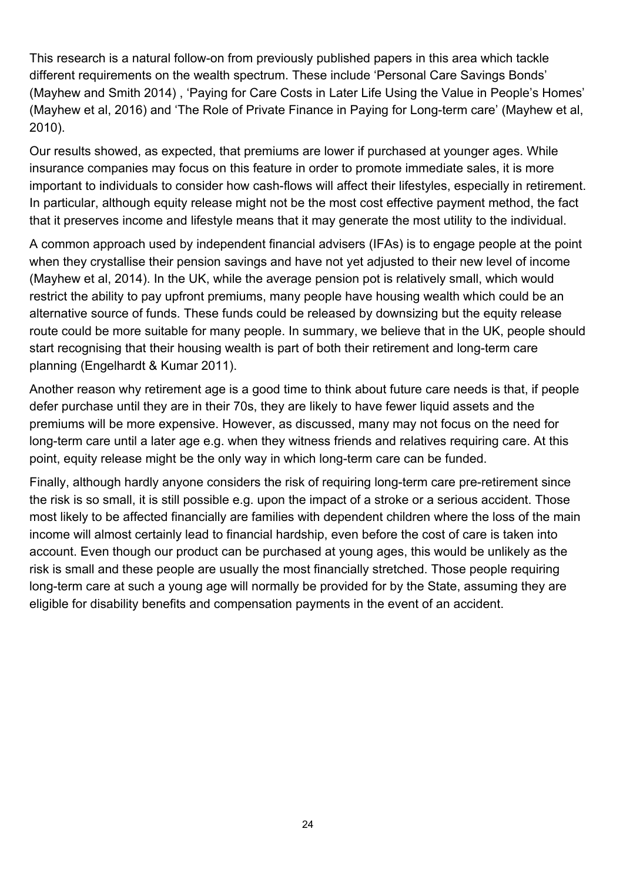This research is a natural follow-on from previously published papers in this area which tackle different requirements on the wealth spectrum. These include 'Personal Care Savings Bonds' (Mayhew and Smith 2014) , 'Paying for Care Costs in Later Life Using the Value in People's Homes' (Mayhew et al, 2016) and 'The Role of Private Finance in Paying for Long-term care' (Mayhew et al, 2010).

Our results showed, as expected, that premiums are lower if purchased at younger ages. While insurance companies may focus on this feature in order to promote immediate sales, it is more important to individuals to consider how cash-flows will affect their lifestyles, especially in retirement. In particular, although equity release might not be the most cost effective payment method, the fact that it preserves income and lifestyle means that it may generate the most utility to the individual.

A common approach used by independent financial advisers (IFAs) is to engage people at the point when they crystallise their pension savings and have not yet adjusted to their new level of income (Mayhew et al, 2014). In the UK, while the average pension pot is relatively small, which would restrict the ability to pay upfront premiums, many people have housing wealth which could be an alternative source of funds. These funds could be released by downsizing but the equity release route could be more suitable for many people. In summary, we believe that in the UK, people should start recognising that their housing wealth is part of both their retirement and long-term care planning (Engelhardt & Kumar 2011).

Another reason why retirement age is a good time to think about future care needs is that, if people defer purchase until they are in their 70s, they are likely to have fewer liquid assets and the premiums will be more expensive. However, as discussed, many may not focus on the need for long-term care until a later age e.g. when they witness friends and relatives requiring care. At this point, equity release might be the only way in which long-term care can be funded.

Finally, although hardly anyone considers the risk of requiring long-term care pre-retirement since the risk is so small, it is still possible e.g. upon the impact of a stroke or a serious accident. Those most likely to be affected financially are families with dependent children where the loss of the main income will almost certainly lead to financial hardship, even before the cost of care is taken into account. Even though our product can be purchased at young ages, this would be unlikely as the risk is small and these people are usually the most financially stretched. Those people requiring long-term care at such a young age will normally be provided for by the State, assuming they are eligible for disability benefits and compensation payments in the event of an accident.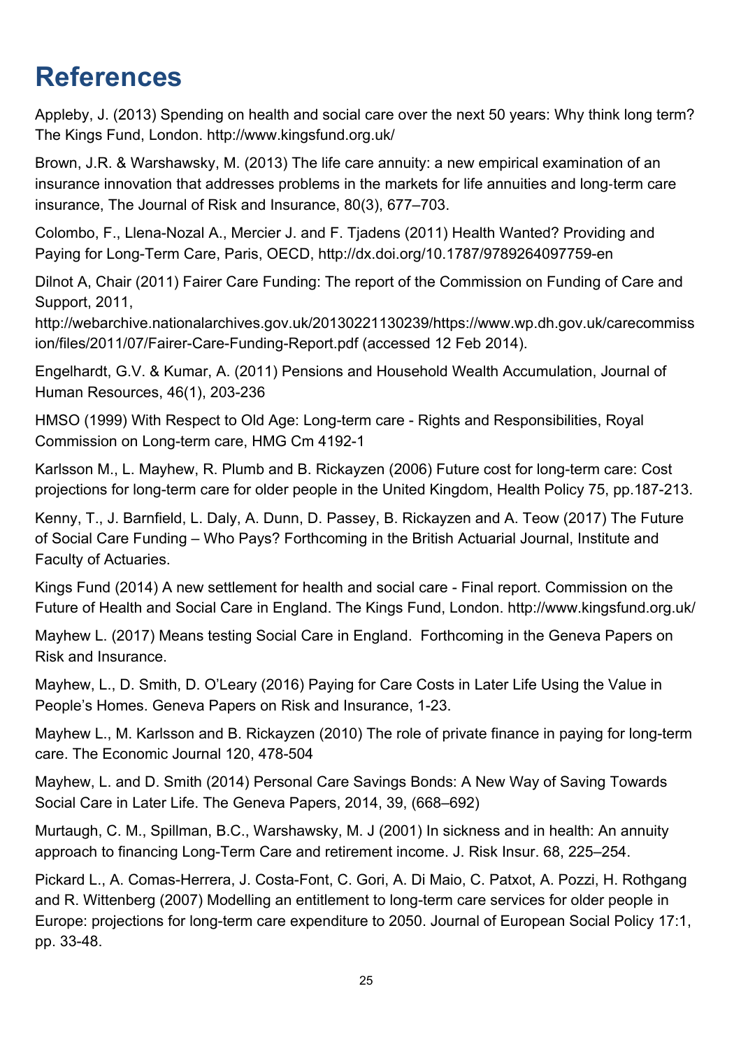# References

Appleby, J. (2013) Spending on health and social care over the next 50 years: Why think long term? The Kings Fund, London. http://www.kingsfund.org.uk/

Brown, J.R. & Warshawsky, M. (2013) The life care annuity: a new empirical examination of an insurance innovation that addresses problems in the markets for life annuities and long-term care insurance, The Journal of Risk and Insurance, 80(3), 677–703.

Colombo, F., Llena-Nozal A., Mercier J. and F. Tjadens (2011) Health Wanted? Providing and Paying for Long-Term Care, Paris, OECD, http://dx.doi.org/10.1787/9789264097759-en

Dilnot A, Chair (2011) Fairer Care Funding: The report of the Commission on Funding of Care and Support, 2011, http://webarchive.nationalarchives.gov.uk/20130221130239/https://www.wp.dh.gov.uk/carecommission/files/2011/07/Fairer-Care-Funding-Report.pdf (accessed 12 Feb 2014).

Engelhardt, G.V. & Kumar, A. (2011) Pensions and Household Wealth Accumulation, Journal of Human Resources, 46(1), 203-236

HMSO (1999) With Respect to Old Age: Long-term care - Rights and Responsibilities, Royal Commission on Long-term care, HMG Cm 4192-1

Karlsson M., L. Mayhew, R. Plumb and B. Rickayzen (2006) Future cost for long-term care: Cost projections for long-term care for older people in the United Kingdom, Health Policy 75, pp.187-213.

Kenny, T., J. Barnfield, L. Daly, A. Dunn, D. Passey, B. Rickayzen and A. Teow (2017) The Future of Social Care Funding – Who Pays? Forthcoming in the British Actuarial Journal, Institute and Faculty of Actuaries.

Kings Fund (2014) A new settlement for health and social care - Final report. Commission on the Future of Health and Social Care in England. The Kings Fund, London. http://www.kingsfund.org.uk/

Mayhew L. (2017) Means testing Social Care in England. Forthcoming in the Geneva Papers on Risk and Insurance.

Mayhew, L., D. Smith, D. O'Leary (2016) Paying for Care Costs in Later Life Using the Value in People's Homes. Geneva Papers on Risk and Insurance, 1-23.

Mayhew L., M. Karlsson and B. Rickayzen (2010) The role of private finance in paying for long-term care. The Economic Journal 120, 478-504

Mayhew, L. and D. Smith (2014) Personal Care Savings Bonds: A New Way of Saving Towards Social Care in Later Life. The Geneva Papers, 2014, 39, (668–692)

Murtaugh, C. M., Spillman, B.C., Warshawsky, M. J (2001) In sickness and in health: An annuity approach to financing Long-Term Care and retirement income. J. Risk Insur. 68, 225–254.

Pickard L., A. Comas-Herrera, J. Costa-Font, C. Gori, A. Di Maio, C. Patxot, A. Pozzi, H. Rothgang and R. Wittenberg (2007) Modelling an entitlement to long-term care services for older people in Europe: projections for long-term care expenditure to 2050. Journal of European Social Policy 17:1, pp. 33-48.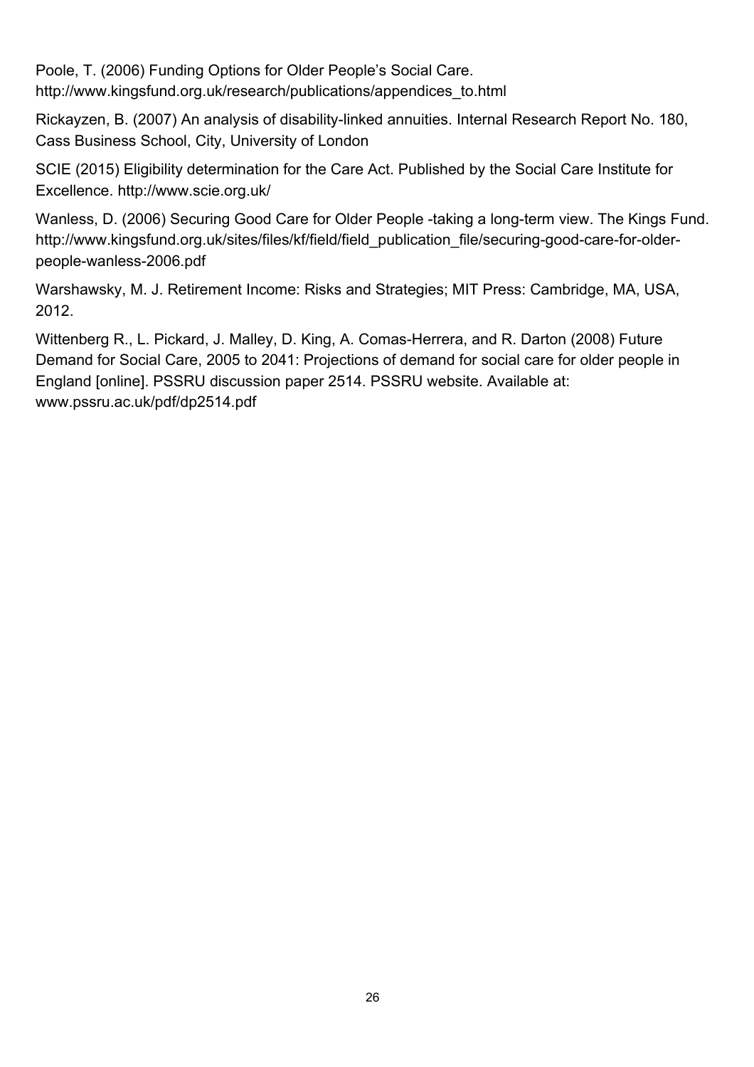Poole, T. (2006) Funding Options for Older People's Social Care. http://www.kingsfund.org.uk/research/publications/appendices_to.html

Rickayzen, B. (2007) An analysis of disability-linked annuities. Internal Research Report No. 180, Cass Business School, City, University of London

SCIE (2015) Eligibility determination for the Care Act. Published by the Social Care Institute for Excellence. http://www.scie.org.uk/

Wanless, D. (2006) Securing Good Care for Older People -taking a long-term view. The Kings Fund. http://www.kingsfund.org.uk/sites/files/kf/field/field_publication_file/securing-good-care-for-older-people-wanless-2006.pdf

Warshawsky, M. J. Retirement Income: Risks and Strategies; MIT Press: Cambridge, MA, USA, 2012.

Wittenberg R., L. Pickard, J. Malley, D. King, A. Comas-Herrera, and R. Darton (2008) Future Demand for Social Care, 2005 to 2041: Projections of demand for social care for older people in England [online]. PSSRU discussion paper 2514. PSSRU website. Available at: www.pssru.ac.uk/pdf/dp2514.pdf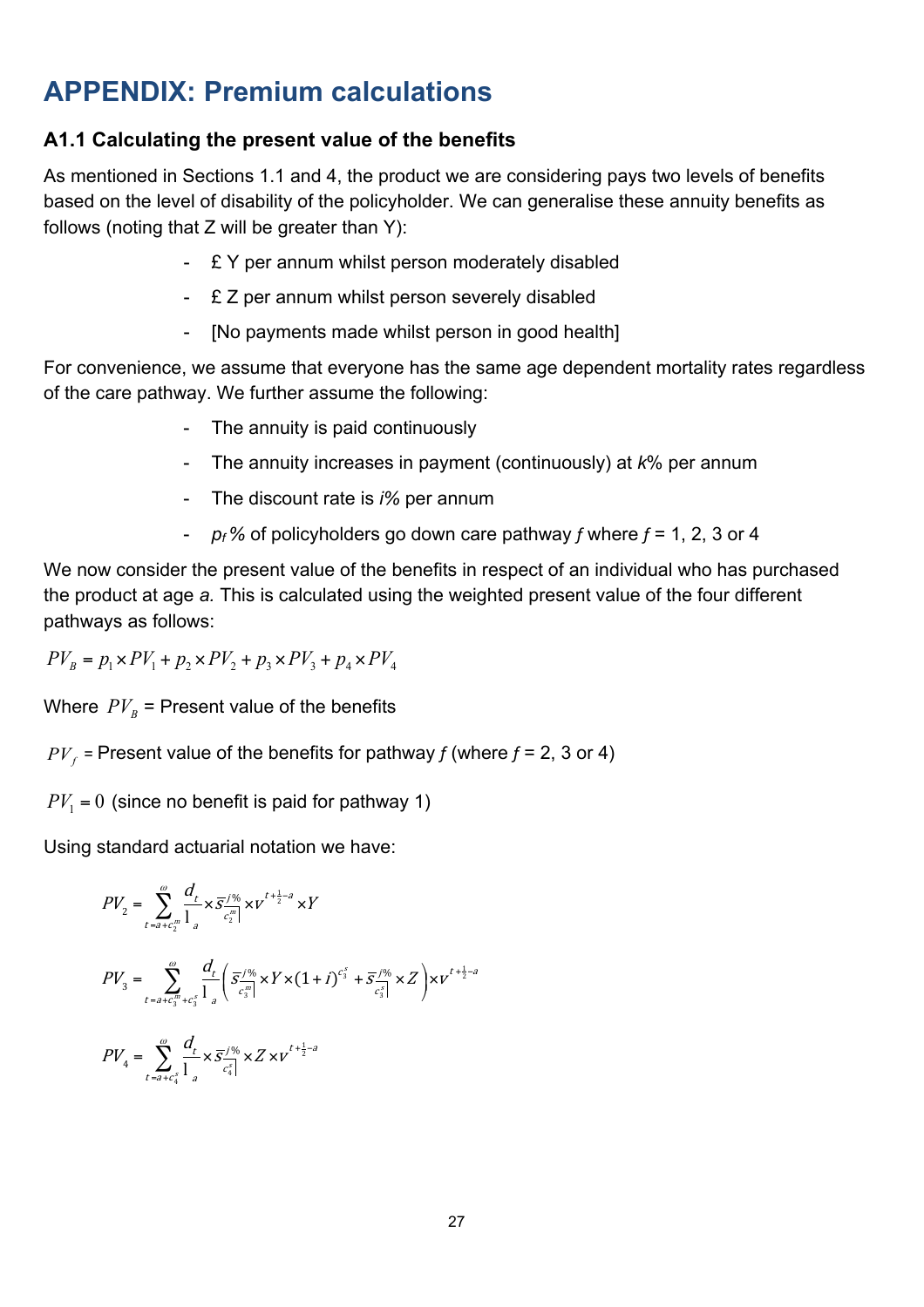# APPENDIX: Premium calculations

### A1.1 Calculating the present value of the benefits

As mentioned in Sections 1.1 and 4, the product we are considering pays two levels of benefits based on the level of disability of the policyholder. We can generalise these annuity benefits as follows (noting that Z will be greater than Y):

- £ Y per annum whilst person moderately disabled
- £ Z per annum whilst person severely disabled
- [No payments made whilst person in good health]

For convenience, we assume that everyone has the same age dependent mortality rates regardless of the care pathway. We further assume the following:

- The annuity is paid continuously
- The annuity increases in payment (continuously) at *k*% per annum
- The discount rate is *i%* per annum
- $p_f$% of policyholders go down care pathway *f* where *f* = 1, 2, 3 or 4

We now consider the present value of the benefits in respect of an individual who has purchased the product at age *a.* This is calculated using the weighted present value of the four different pathways as follows:

$$PV_B = p_1 \times PV_1 + p_2 \times PV_2 + p_3 \times PV_3 + p_4 \times PV_4$$

Where $PV_B$ = Present value of the benefits

$PV_f$ = Present value of the benefits for pathway *f* (where *f* = 2, 3 or 4)

$PV_1 = 0$ (since no benefit is paid for pathway 1)

Using standard actuarial notation we have:

$$PV_2 = \sum_{t=a+c_2^m}^{\omega} \frac{d_t}{l_a} \times \bar{s}_{\overline{c_2^m}|}^{\,j\%} \times v^{t+\frac{1}{2}-a} \times Y$$

$$PV_3 = \sum_{t=a+c_3^m+c_3^s}^{\omega} \frac{d_t}{l_a} \left( \bar{s}_{\overline{c_3^m}|}^{\,j\%} \times Y \times (1+i)^{c_3^s} + \bar{s}_{\overline{c_3^s}|}^{\,j\%} \times Z \right) \times v^{t+\frac{1}{2}-a}$$

$$PV_4 = \sum_{t=a+c_4^s}^{\omega} \frac{d_t}{l_a} \times \bar{s}_{\overline{c_4^s}|}^{\,j\%} \times Z \times v^{t+\frac{1}{2}-a}$$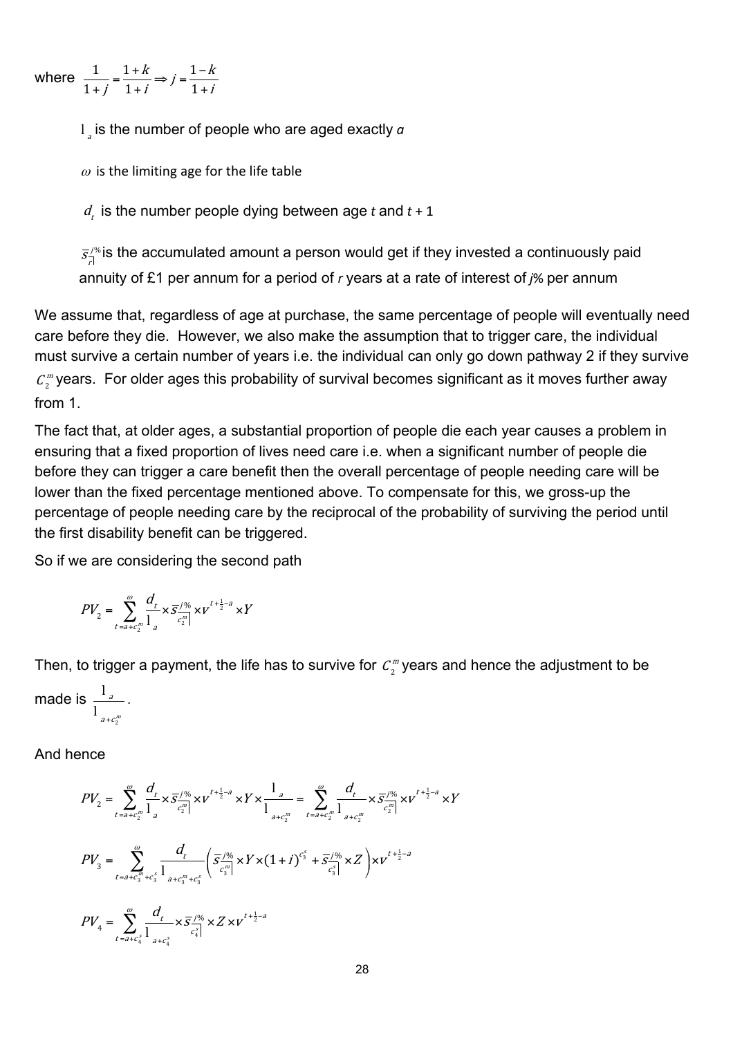where $\frac{1}{1+j} = \frac{1+k}{1+i} \Rightarrow j = \frac{1-k}{1+i}$

$l_a$ is the number of people who are aged exactly *a*

$\omega$ is the limiting age for the life table

$d_t$ is the number people dying between age *t* and *t* + 1

$\bar{s}_{\overline{r}|}^{j\%}$ is the accumulated amount a person would get if they invested a continuously paid annuity of £1 per annum for a period of *r* years at a rate of interest of *j*% per annum

We assume that, regardless of age at purchase, the same percentage of people will eventually need care before they die. However, we also make the assumption that to trigger care, the individual must survive a certain number of years i.e. the individual can only go down pathway 2 if they survive $c_2^m$ years. For older ages this probability of survival becomes significant as it moves further away from 1.

The fact that, at older ages, a substantial proportion of people die each year causes a problem in ensuring that a fixed proportion of lives need care i.e. when a significant number of people die before they can trigger a care benefit then the overall percentage of people needing care will be lower than the fixed percentage mentioned above. To compensate for this, we gross-up the percentage of people needing care by the reciprocal of the probability of surviving the period until the first disability benefit can be triggered.

So if we are considering the second path

$$PV_2 = \sum_{t=a+c_2^m}^{\omega} \frac{d_t}{l_a} \times \bar{s}_{\overline{c_2^m}|}^{j\%} \times v^{t+\frac{1}{2}-a} \times Y$$

Then, to trigger a payment, the life has to survive for $c_2^m$ years and hence the adjustment to be made is $\frac{l_a}{l_{a+c_2^m}}$.

And hence

$$PV_2 = \sum_{t=a+c_2^m}^{\omega} \frac{d_t}{l_a} \times \bar{s}_{\overline{c_2^m}|}^{j\%} \times v^{t+\frac{1}{2}-a} \times Y \times \frac{l_a}{l_{a+c_2^m}} = \sum_{t=a+c_2^m}^{\omega} \frac{d_t}{l_{a+c_2^m}} \times \bar{s}_{\overline{c_2^m}|}^{j\%} \times v^{t+\frac{1}{2}-a} \times Y$$

$$PV_3 = \sum_{t=a+c_3^m+c_3^s}^{\omega} \frac{d_t}{l_{a+c_3^m+c_3^s}} \left( \bar{s}_{\overline{c_3^m}|}^{j\%} \times Y \times (1+i)^{c_3^s} + \bar{s}_{\overline{c_3^s}|}^{j\%} \times Z \right) \times v^{t+\frac{1}{2}-a}$$

$$PV_4 = \sum_{t=a+c_4^s}^{\omega} \frac{d_t}{l_{a+c_4^s}} \times \bar{s}_{\overline{c_4^s}|}^{j\%} \times Z \times v^{t+\frac{1}{2}-a}$$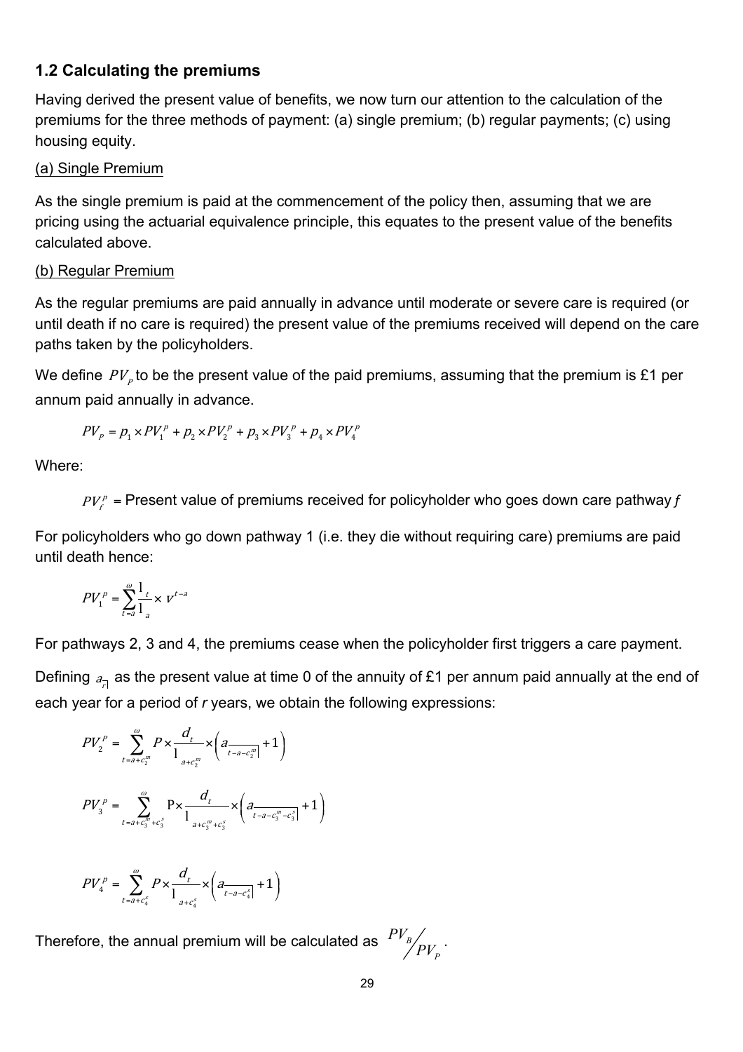### 1.2 Calculating the premiums

Having derived the present value of benefits, we now turn our attention to the calculation of the premiums for the three methods of payment: (a) single premium; (b) regular payments; (c) using housing equity.

(a) Single Premium

As the single premium is paid at the commencement of the policy then, assuming that we are pricing using the actuarial equivalence principle, this equates to the present value of the benefits calculated above.

(b) Regular Premium

As the regular premiums are paid annually in advance until moderate or severe care is required (or until death if no care is required) the present value of the premiums received will depend on the care paths taken by the policyholders.

We define $PV_p$ to be the present value of the paid premiums, assuming that the premium is £1 per annum paid annually in advance.

$$PV_P = p_1 \times PV_1^p + p_2 \times PV_2^p + p_3 \times PV_3^p + p_4 \times PV_4^p$$

Where:

$PV_f^p$ = Present value of premiums received for policyholder who goes down care pathway *f*

For policyholders who go down pathway 1 (i.e. they die without requiring care) premiums are paid until death hence:

$$PV_1^p = \sum_{t=a}^{\omega} \frac{l_t}{l_a} \times v^{t-a}$$

For pathways 2, 3 and 4, the premiums cease when the policyholder first triggers a care payment.

Defining $a_{\overline{r|}}$ as the present value at time 0 of the annuity of £1 per annum paid annually at the end of each year for a period of *r* years, we obtain the following expressions:

$$PV_2^p = \sum_{t=a+c_2^m}^{\omega} P \times \frac{d_t}{l_{a+c_2^m}} \times \left( a_{\overline{t-a-c_2^m|}} + 1 \right)$$

$$PV_3^p = \sum_{t=a+c_3^m+c_3^s}^{\omega} \mathrm{P} \times \frac{d_t}{l_{a+c_3^m+c_3^s}} \times \left( a_{\overline{t-a-c_3^m-c_3^s|}} + 1 \right)$$

$$PV_4^p = \sum_{t=a+c_4^s}^{\omega} P \times \frac{d_t}{l_{a+c_4^s}} \times \left( a_{\overline{t-a-c_4^s|}} + 1 \right)$$

Therefore, the annual premium will be calculated as $PV_B / PV_P$.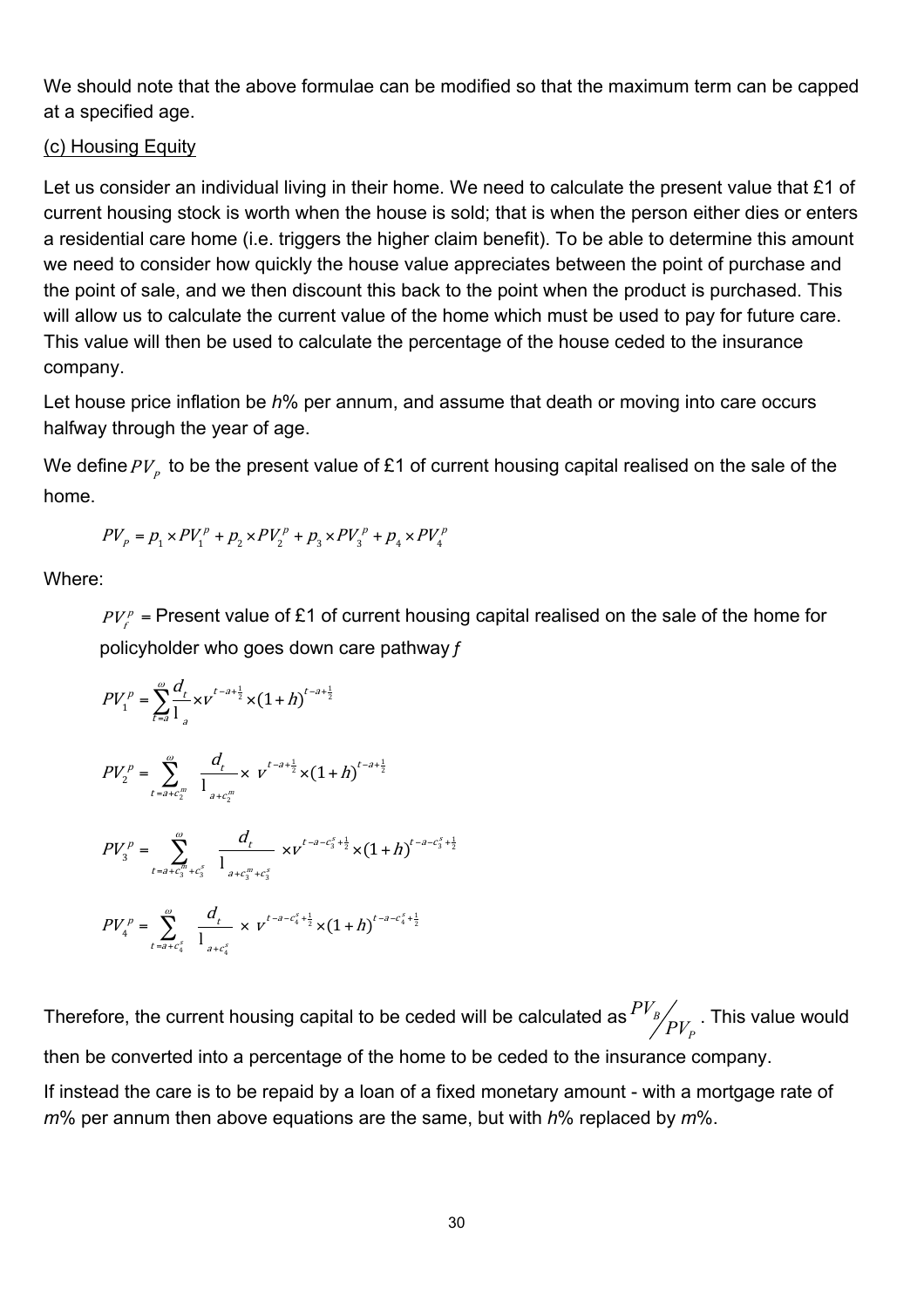We should note that the above formulae can be modified so that the maximum term can be capped at a specified age.

(c) Housing Equity

Let us consider an individual living in their home. We need to calculate the present value that £1 of current housing stock is worth when the house is sold; that is when the person either dies or enters a residential care home (i.e. triggers the higher claim benefit). To be able to determine this amount we need to consider how quickly the house value appreciates between the point of purchase and the point of sale, and we then discount this back to the point when the product is purchased. This will allow us to calculate the current value of the home which must be used to pay for future care. This value will then be used to calculate the percentage of the house ceded to the insurance company.

Let house price inflation be *h*% per annum, and assume that death or moving into care occurs halfway through the year of age.

We define $PV_p$ to be the present value of £1 of current housing capital realised on the sale of the home.

$$PV_p = p_1 \times PV_1^p + p_2 \times PV_2^p + p_3 \times PV_3^p + p_4 \times PV_4^p$$

Where:

$PV_f^p$ = Present value of £1 of current housing capital realised on the sale of the home for policyholder who goes down care pathway *f*

$$PV_1^p = \sum_{t=a}^{\omega} \frac{d_t}{l_a} \times v^{t-a+\frac{1}{2}} \times (1+h)^{t-a+\frac{1}{2}}$$

$$PV_2^p = \sum_{t=a+c_2^m}^{\omega} \frac{d_t}{l_{a+c_2^m}} \times v^{t-a+\frac{1}{2}} \times (1+h)^{t-a+\frac{1}{2}}$$

$$PV_3^p = \sum_{t=a+c_3^m+c_3^s}^{\omega} \frac{d_t}{l_{a+c_3^m+c_3^s}} \times v^{t-a-c_3^s+\frac{1}{2}} \times (1+h)^{t-a-c_3^s+\frac{1}{2}}$$

$$PV_4^p = \sum_{t=a+c_4^s}^{\omega} \frac{d_t}{l_{a+c_4^s}} \times v^{t-a-c_4^s+\frac{1}{2}} \times (1+h)^{t-a-c_4^s+\frac{1}{2}}$$

Therefore, the current housing capital to be ceded will be calculated as $PV_B / PV_P$. This value would then be converted into a percentage of the home to be ceded to the insurance company.

If instead the care is to be repaid by a loan of a fixed monetary amount - with a mortgage rate of *m*% per annum then above equations are the same, but with *h*% replaced by *m*%.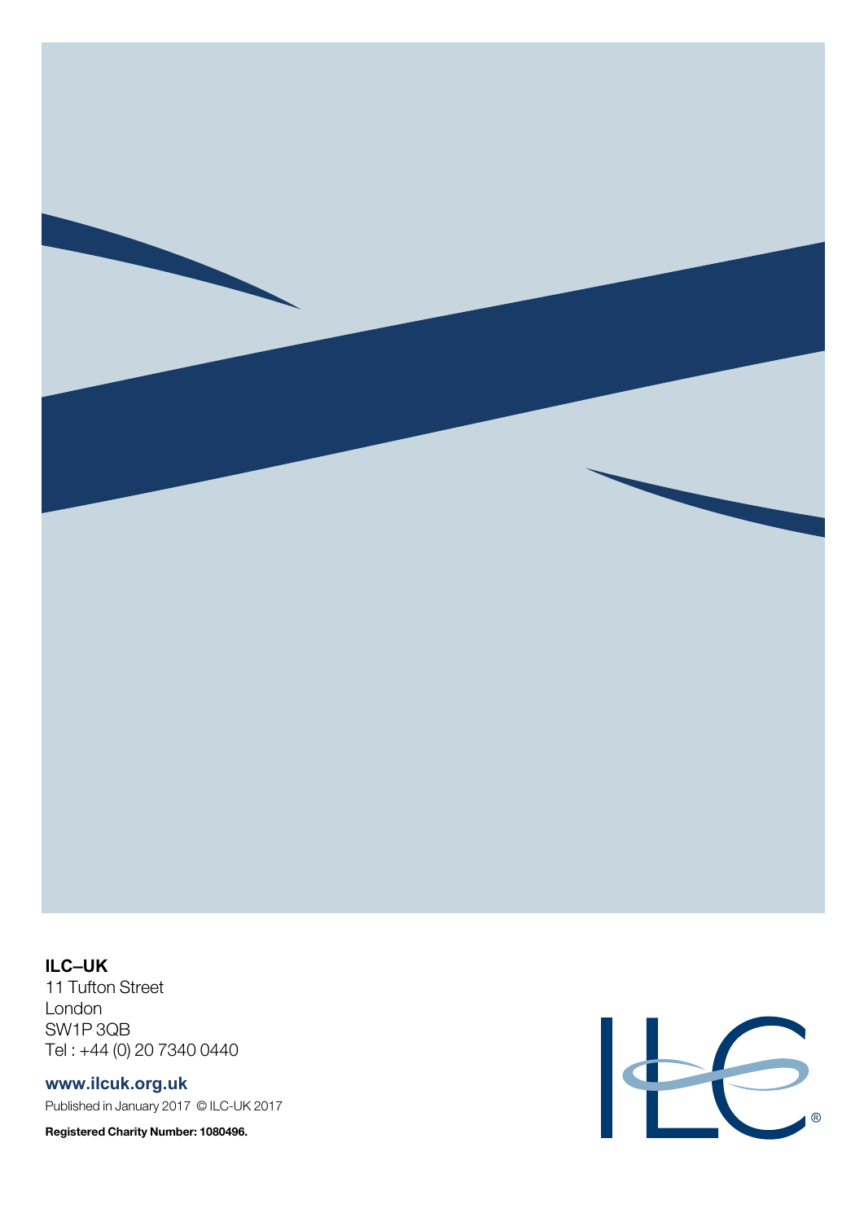**ILC–UK**
11 Tufton Street
London
SW1P 3QB
Tel : +44 (0) 20 7340 0440

**www.ilcuk.org.uk**

Published in January 2017 © ILC-UK 2017

**Registered Charity Number: 1080496.**